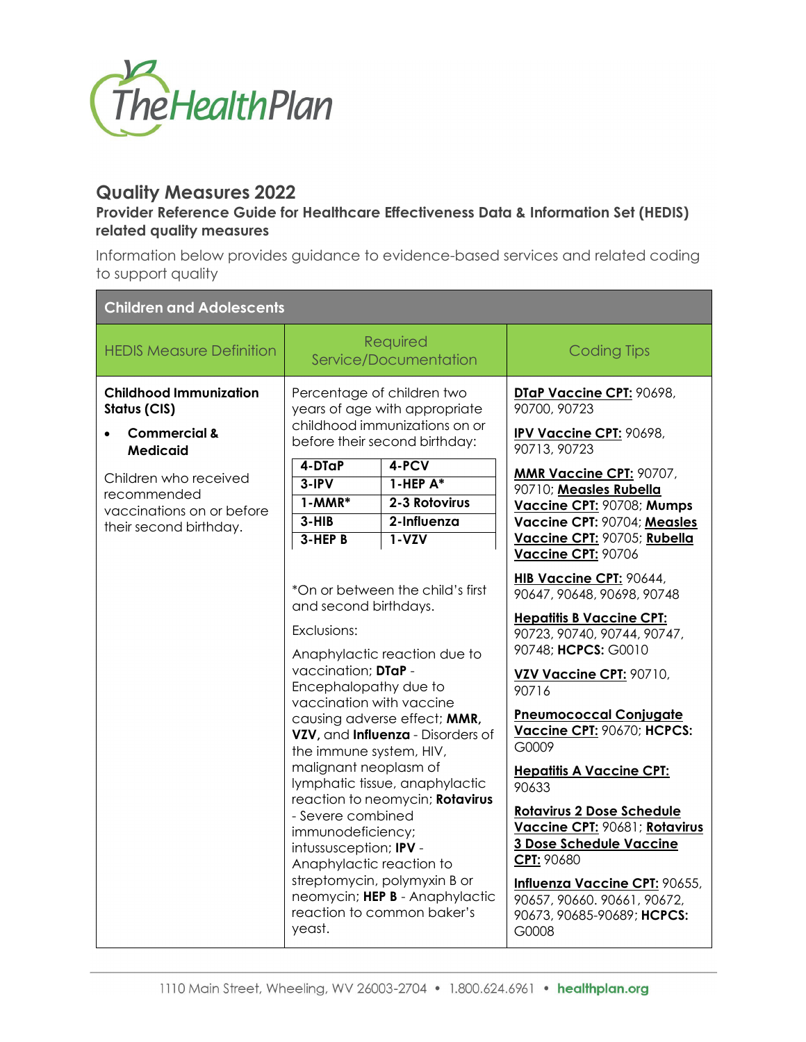TheHealthPlan

# Quality Measures 2022

**Provider Reference Guide for Healthcare Effectiveness Data & Information Set (HEDIS) related quality measures**

Information below provides guidance to evidence-based services and related coding to support quality

## Children and Adolescents

| HEDIS Measure Definition | Required Service/Documentation | Coding Tips |
|---|---|---|
| **Childhood Immunization Status (CIS)**<br>• **Commercial & Medicaid**<br><br>Children who received recommended vaccinations on or before their second birthday. | Percentage of children two years of age with appropriate childhood immunizations on or before their second birthday:<br><br>**4-DTaP**, **4-PCV**<br>**3-IPV**, **1-HEP A***<br>**1-MMR***, **2-3 Rotovirus**<br>**3-HIB**, **2-Influenza**<br>**3-HEP B**, **1-VZV**<br><br>*On or between the child's first and second birthdays.<br><br>Exclusions:<br><br>Anaphylactic reaction due to vaccination; **DTaP** - Encephalopathy due to vaccination with vaccine causing adverse effect; **MMR, VZV,** and **Influenza** - Disorders of the immune system, HIV, malignant neoplasm of lymphatic tissue, anaphylactic reaction to neomycin; **Rotavirus** - Severe combined immunodeficiency; intussusception; **IPV** - Anaphylactic reaction to streptomycin, polymyxin B or neomycin; **HEP B** - Anaphylactic reaction to common baker's yeast. | **DTaP Vaccine CPT:** 90698, 90700, 90723<br><br>**IPV Vaccine CPT:** 90698, 90713, 90723<br><br>**MMR Vaccine CPT:** 90707, 90710; **Measles Rubella Vaccine CPT:** 90708; **Mumps Vaccine CPT:** 90704; **Measles Vaccine CPT:** 90705; **Rubella Vaccine CPT:** 90706<br><br>**HIB Vaccine CPT:** 90644, 90647, 90648, 90698, 90748<br><br>**Hepatitis B Vaccine CPT:** 90723, 90740, 90744, 90747, 90748; **HCPCS:** G0010<br><br>**VZV Vaccine CPT:** 90710, 90716<br><br>**Pneumococcal Conjugate Vaccine CPT:** 90670; **HCPCS:** G0009<br><br>**Hepatitis A Vaccine CPT:** 90633<br><br>**Rotavirus 2 Dose Schedule Vaccine CPT:** 90681; **Rotavirus 3 Dose Schedule Vaccine CPT:** 90680<br><br>**Influenza Vaccine CPT:** 90655, 90657, 90660. 90661, 90672, 90673, 90685-90689; **HCPCS:** G0008 |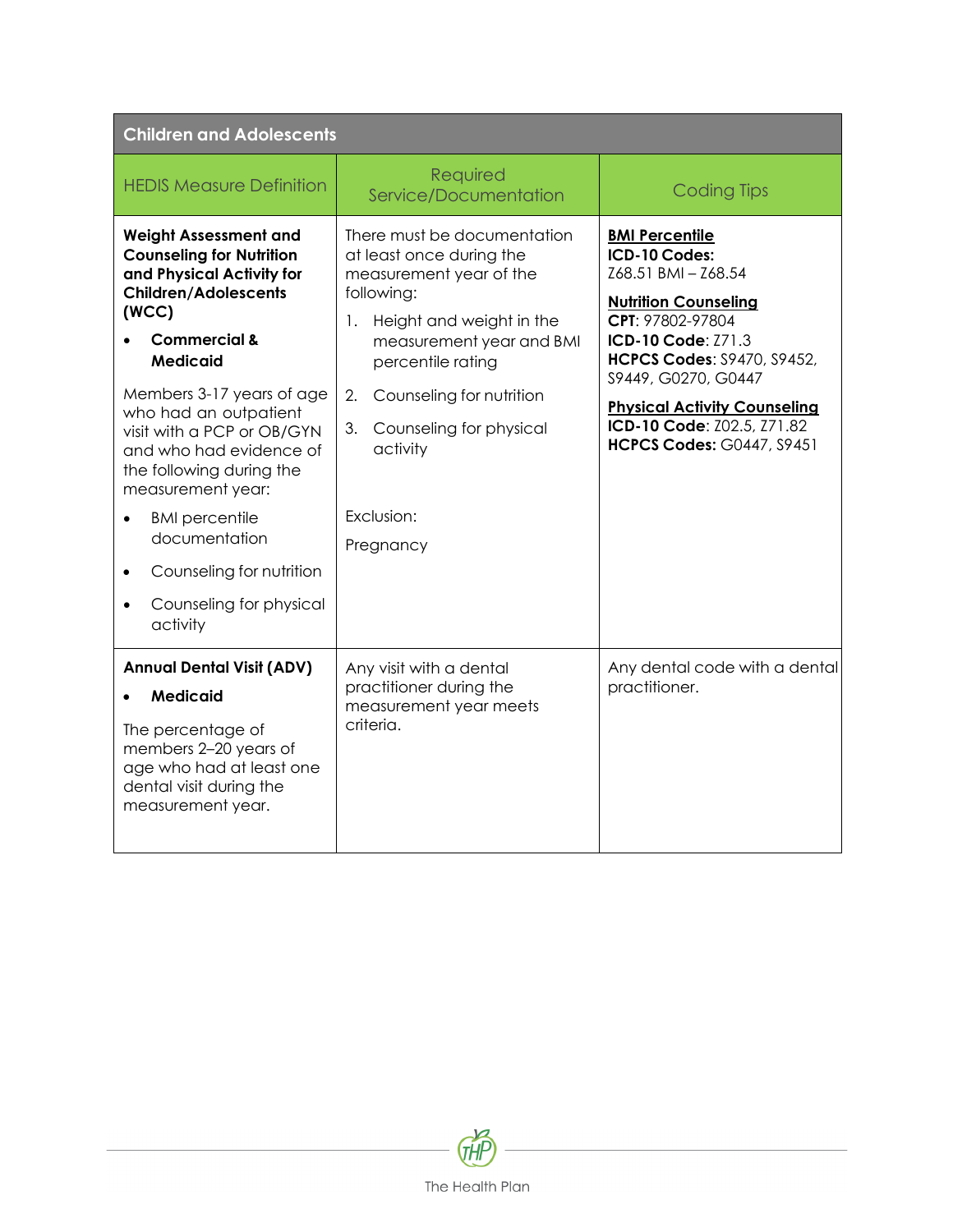| Children and Adolescents | | |
|---|---|---|
| HEDIS Measure Definition | Required Service/Documentation | Coding Tips |
| **Weight Assessment and Counseling for Nutrition and Physical Activity for Children/Adolescents (WCC)**<br><br>• **Commercial & Medicaid**<br><br>Members 3-17 years of age who had an outpatient visit with a PCP or OB/GYN and who had evidence of the following during the measurement year:<br><br>• BMI percentile documentation<br>• Counseling for nutrition<br>• Counseling for physical activity | There must be documentation at least once during the measurement year of the following:<br><br>1. Height and weight in the measurement year and BMI percentile rating<br>2. Counseling for nutrition<br>3. Counseling for physical activity<br><br>Exclusion:<br><br>Pregnancy | **BMI Percentile**<br>**ICD-10 Codes:**<br>Z68.51 BMI – Z68.54<br><br>**Nutrition Counseling**<br>**CPT**: 97802-97804<br>**ICD-10 Code**: Z71.3<br>**HCPCS Codes**: S9470, S9452, S9449, G0270, G0447<br><br>**Physical Activity Counseling**<br>**ICD-10 Code**: Z02.5, Z71.82<br>**HCPCS Codes:** G0447, S9451 |
| **Annual Dental Visit (ADV)**<br><br>• **Medicaid**<br><br>The percentage of members 2–20 years of age who had at least one dental visit during the measurement year. | Any visit with a dental practitioner during the measurement year meets criteria. | Any dental code with a dental practitioner. |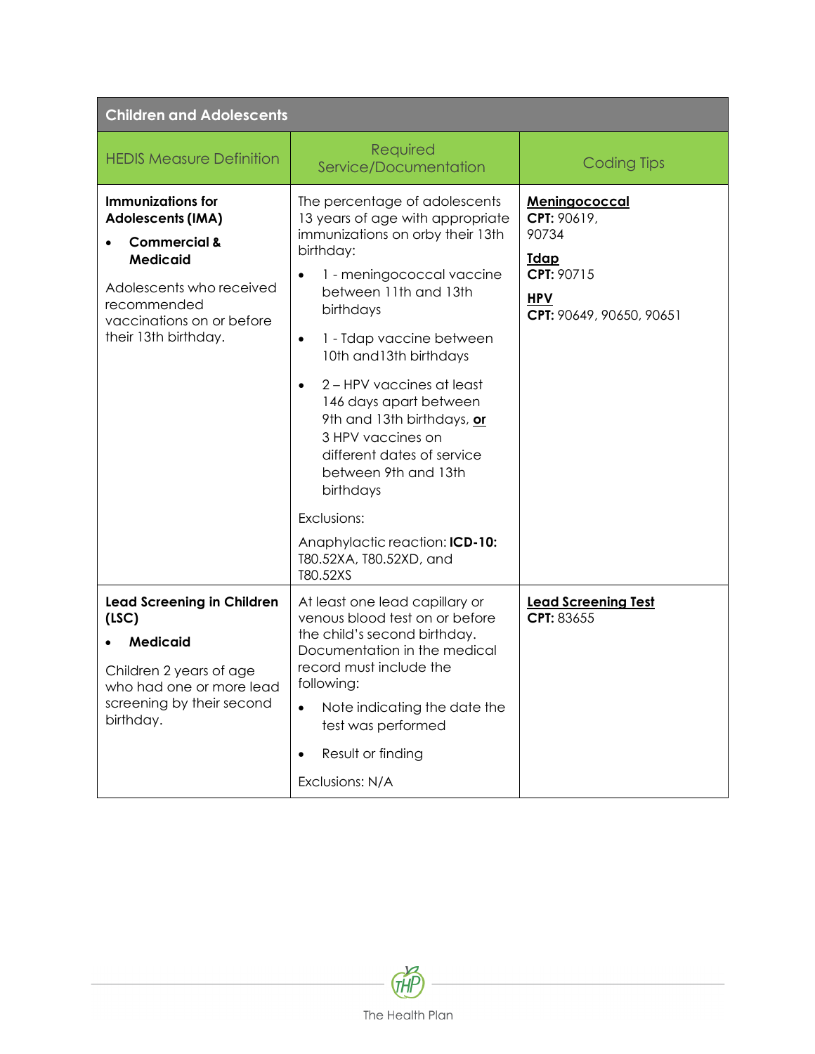| Children and Adolescents | | |
|---|---|---|
| HEDIS Measure Definition | Required Service/Documentation | Coding Tips |
| **Immunizations for Adolescents (IMA)**<br>• **Commercial & Medicaid**<br><br>Adolescents who received recommended vaccinations on or before their 13th birthday. | The percentage of adolescents 13 years of age with appropriate immunizations on orby their 13th birthday:<br>• 1 - meningococcal vaccine between 11th and 13th birthdays<br>• 1 - Tdap vaccine between 10th and13th birthdays<br>• 2 – HPV vaccines at least 146 days apart between 9th and 13th birthdays, **or** 3 HPV vaccines on different dates of service between 9th and 13th birthdays<br><br>Exclusions:<br><br>Anaphylactic reaction: **ICD-10:** T80.52XA, T80.52XD, and T80.52XS | **Meningococcal**<br>**CPT:** 90619, 90734<br><br>**Tdap**<br>**CPT:** 90715<br><br>**HPV**<br>**CPT:** 90649, 90650, 90651 |
| **Lead Screening in Children (LSC)**<br>• **Medicaid**<br><br>Children 2 years of age who had one or more lead screening by their second birthday. | At least one lead capillary or venous blood test on or before the child's second birthday. Documentation in the medical record must include the following:<br>• Note indicating the date the test was performed<br>• Result or finding<br><br>Exclusions: N/A | **Lead Screening Test**<br>**CPT:** 83655 |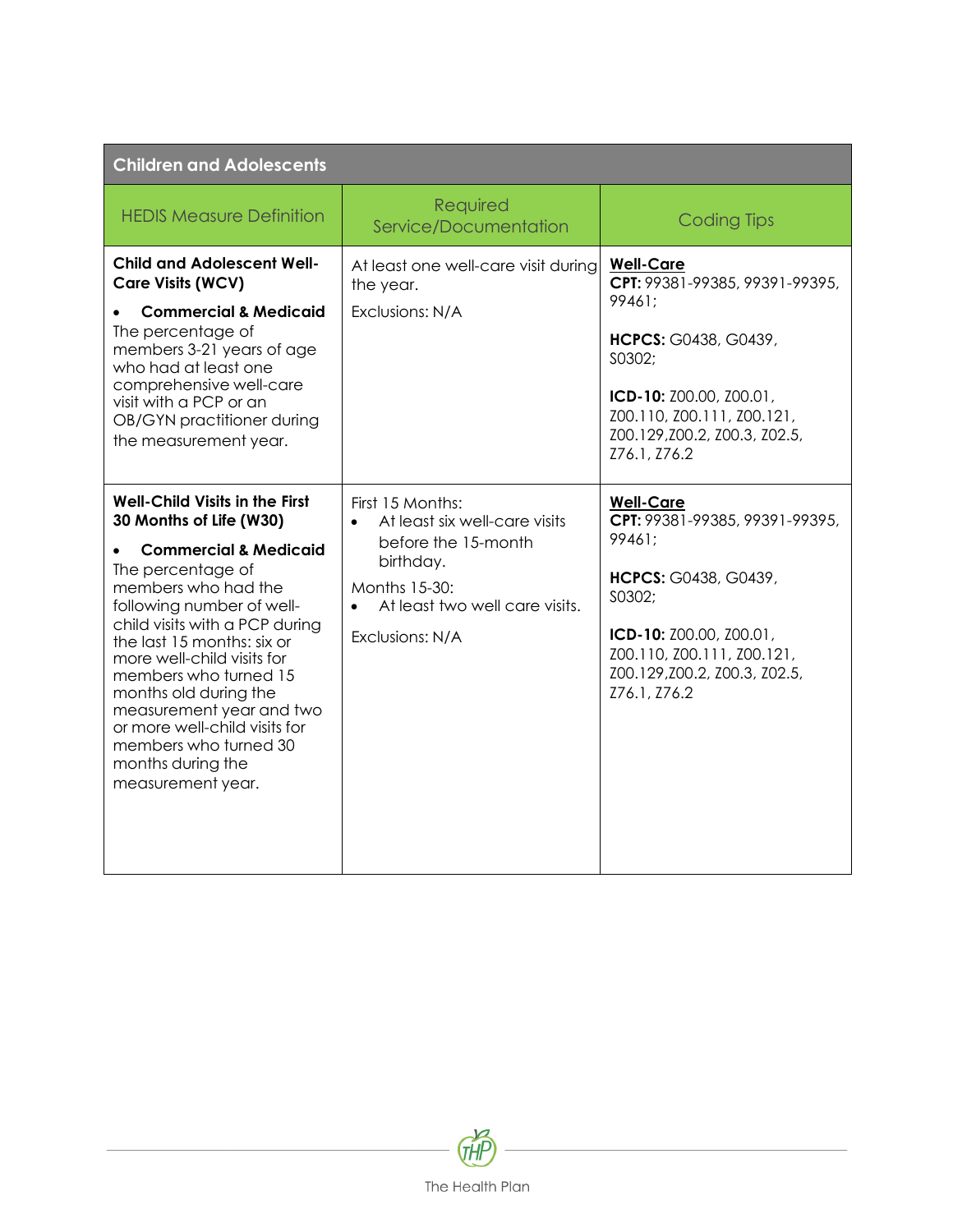| Children and Adolescents | | |
|---|---|---|
| HEDIS Measure Definition | Required Service/Documentation | Coding Tips |
| **Child and Adolescent Well-Care Visits (WCV)**<br>• **Commercial & Medicaid**<br>The percentage of members 3-21 years of age who had at least one comprehensive well-care visit with a PCP or an OB/GYN practitioner during the measurement year. | At least one well-care visit during the year.<br>Exclusions: N/A | **Well-Care**<br>**CPT:** 99381-99385, 99391-99395, 99461;<br>**HCPCS:** G0438, G0439, S0302;<br>**ICD-10:** Z00.00, Z00.01, Z00.110, Z00.111, Z00.121, Z00.129,Z00.2, Z00.3, Z02.5, Z76.1, Z76.2 |
| **Well-Child Visits in the First 30 Months of Life (W30)**<br>• **Commercial & Medicaid**<br>The percentage of members who had the following number of well-child visits with a PCP during the last 15 months: six or more well-child visits for members who turned 15 months old during the measurement year and two or more well-child visits for members who turned 30 months during the measurement year. | First 15 Months:<br>• At least six well-care visits before the 15-month birthday.<br>Months 15-30:<br>• At least two well care visits.<br>Exclusions: N/A | **Well-Care**<br>**CPT:** 99381-99385, 99391-99395, 99461;<br>**HCPCS:** G0438, G0439, S0302;<br>**ICD-10:** Z00.00, Z00.01, Z00.110, Z00.111, Z00.121, Z00.129,Z00.2, Z00.3, Z02.5, Z76.1, Z76.2 |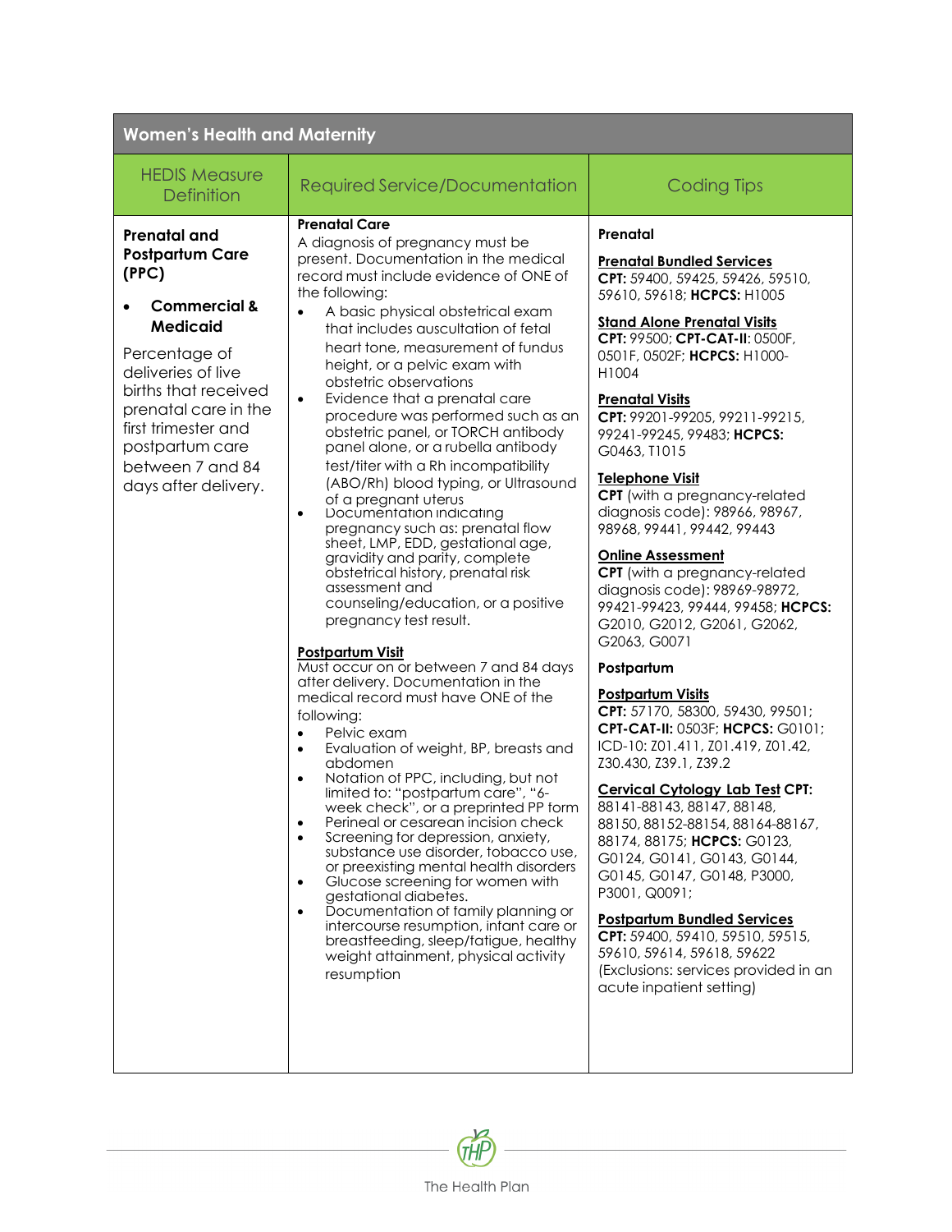| Women's Health and Maternity | | |
|---|---|---|
| **HEDIS Measure Definition** | **Required Service/Documentation** | **Coding Tips** |
| **Prenatal and Postpartum Care (PPC)**<br><br>• **Commercial & Medicaid**<br><br>Percentage of deliveries of live births that received prenatal care in the first trimester and postpartum care between 7 and 84 days after delivery. | **Prenatal Care**<br>A diagnosis of pregnancy must be present. Documentation in the medical record must include evidence of ONE of the following:<br>• A basic physical obstetrical exam that includes auscultation of fetal heart tone, measurement of fundus height, or a pelvic exam with obstetric observations<br>• Evidence that a prenatal care procedure was performed such as an obstetric panel, or TORCH antibody panel alone, or a rubella antibody test/titer with a Rh incompatibility (ABO/Rh) blood typing, or Ultrasound of a pregnant uterus<br>• Documentation indicating pregnancy such as: prenatal flow sheet, LMP, EDD, gestational age, gravidity and parity, complete obstetrical history, prenatal risk assessment and counseling/education, or a positive pregnancy test result.<br><br>**Postpartum Visit**<br>Must occur on or between 7 and 84 days after delivery. Documentation in the medical record must have ONE of the following:<br>• Pelvic exam<br>• Evaluation of weight, BP, breasts and abdomen<br>• Notation of PPC, including, but not limited to: "postpartum care", "6-week check", or a preprinted PP form<br>• Perineal or cesarean incision check<br>• Screening for depression, anxiety, substance use disorder, tobacco use, or preexisting mental health disorders<br>• Glucose screening for women with gestational diabetes.<br>• Documentation of family planning or intercourse resumption, infant care or breastfeeding, sleep/fatigue, healthy weight attainment, physical activity resumption | **Prenatal**<br><br>**Prenatal Bundled Services**<br>**CPT:** 59400, 59425, 59426, 59510, 59610, 59618; **HCPCS:** H1005<br><br>**Stand Alone Prenatal Visits**<br>**CPT:** 99500; **CPT-CAT-II:** 0500F, 0501F, 0502F; **HCPCS:** H1000-H1004<br><br>**Prenatal Visits**<br>**CPT:** 99201-99205, 99211-99215, 99241-99245, 99483; **HCPCS:** G0463, T1015<br><br>**Telephone Visit**<br>**CPT** (with a pregnancy-related diagnosis code): 98966, 98967, 98968, 99441, 99442, 99443<br><br>**Online Assessment**<br>**CPT** (with a pregnancy-related diagnosis code): 98969-98972, 99421-99423, 99444, 99458; **HCPCS:** G2010, G2012, G2061, G2062, G2063, G0071<br><br>**Postpartum**<br><br>**Postpartum Visits**<br>**CPT:** 57170, 58300, 59430, 99501; **CPT-CAT-II:** 0503F; **HCPCS:** G0101; ICD-10: Z01.411, Z01.419, Z01.42, Z30.430, Z39.1, Z39.2<br><br>**Cervical Cytology Lab Test CPT:** 88141-88143, 88147, 88148, 88150, 88152-88154, 88164-88167, 88174, 88175; **HCPCS:** G0123, G0124, G0141, G0143, G0144, G0145, G0147, G0148, P3000, P3001, Q0091;<br><br>**Postpartum Bundled Services**<br>**CPT:** 59400, 59410, 59510, 59515, 59610, 59614, 59618, 59622 (Exclusions: services provided in an acute inpatient setting) |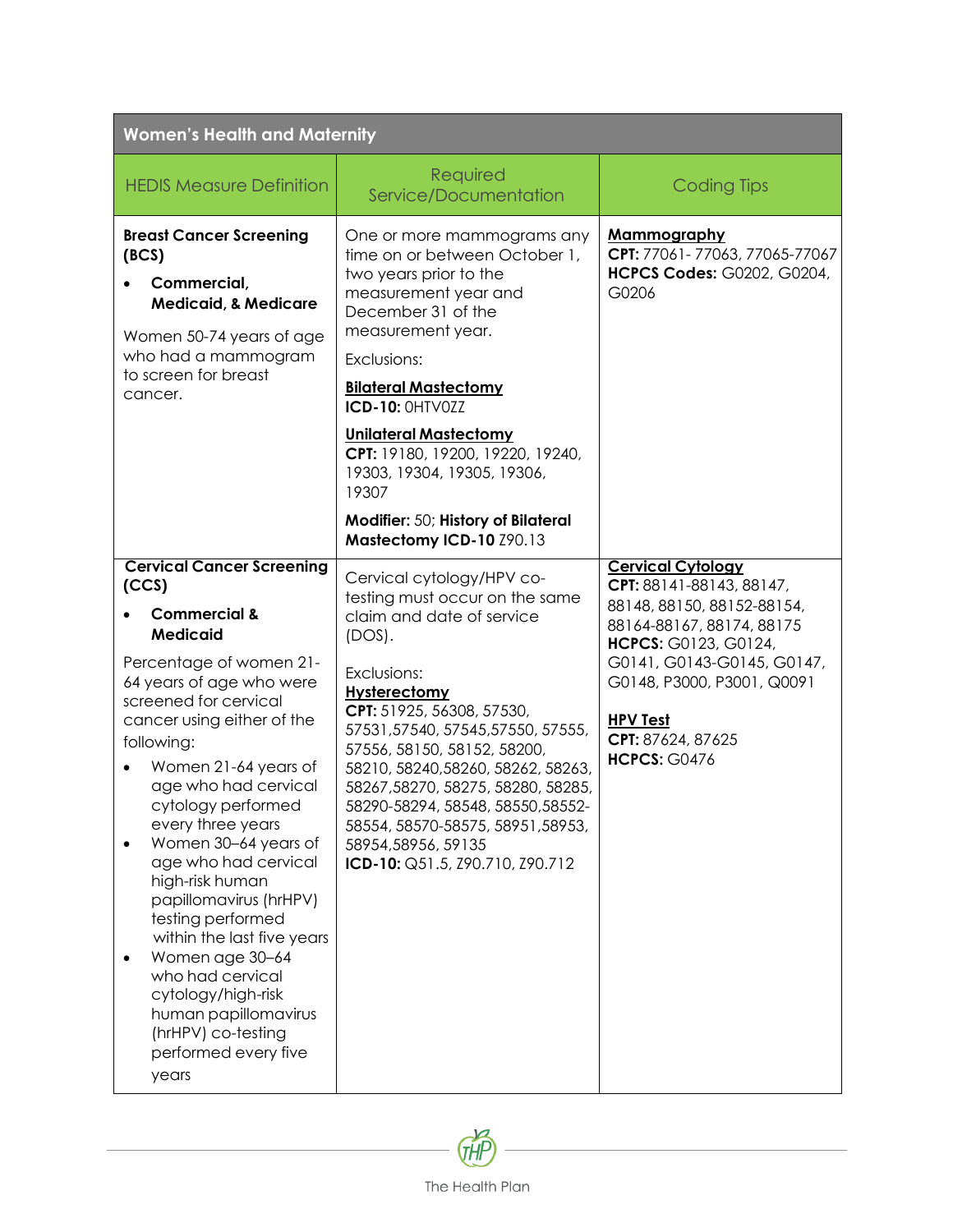| Women's Health and Maternity | | |
|---|---|---|
| HEDIS Measure Definition | Required Service/Documentation | Coding Tips |
| **Breast Cancer Screening (BCS)**<br>• **Commercial, Medicaid, & Medicare**<br><br>Women 50-74 years of age who had a mammogram to screen for breast cancer. | One or more mammograms any time on or between October 1, two years prior to the measurement year and December 31 of the measurement year.<br><br>Exclusions:<br><br>**Bilateral Mastectomy**<br>**ICD-10:** 0HTV0ZZ<br><br>**Unilateral Mastectomy**<br>**CPT:** 19180, 19200, 19220, 19240, 19303, 19304, 19305, 19306, 19307<br><br>**Modifier:** 50; **History of Bilateral Mastectomy ICD-10** Z90.13 | **Mammography**<br>**CPT:** 77061- 77063, 77065-77067<br>**HCPCS Codes:** G0202, G0204, G0206 |
| **Cervical Cancer Screening (CCS)**<br>• **Commercial & Medicaid**<br><br>Percentage of women 21-64 years of age who were screened for cervical cancer using either of the following:<br>• Women 21-64 years of age who had cervical cytology performed every three years<br>• Women 30–64 years of age who had cervical high-risk human papillomavirus (hrHPV) testing performed within the last five years<br>• Women age 30–64 who had cervical cytology/high-risk human papillomavirus (hrHPV) co-testing performed every five years | Cervical cytology/HPV co-testing must occur on the same claim and date of service (DOS).<br><br>Exclusions:<br>**Hysterectomy**<br>**CPT:** 51925, 56308, 57530, 57531,57540, 57545,57550, 57555, 57556, 58150, 58152, 58200, 58210, 58240,58260, 58262, 58263, 58267,58270, 58275, 58280, 58285, 58290-58294, 58548, 58550,58552-58554, 58570-58575, 58951,58953, 58954,58956, 59135<br>**ICD-10:** Q51.5, Z90.710, Z90.712 | **Cervical Cytology**<br>**CPT:** 88141-88143, 88147, 88148, 88150, 88152-88154, 88164-88167, 88174, 88175<br>**HCPCS:** G0123, G0124, G0141, G0143-G0145, G0147, G0148, P3000, P3001, Q0091<br><br>**HPV Test**<br>**CPT:** 87624, 87625<br>**HCPCS:** G0476 |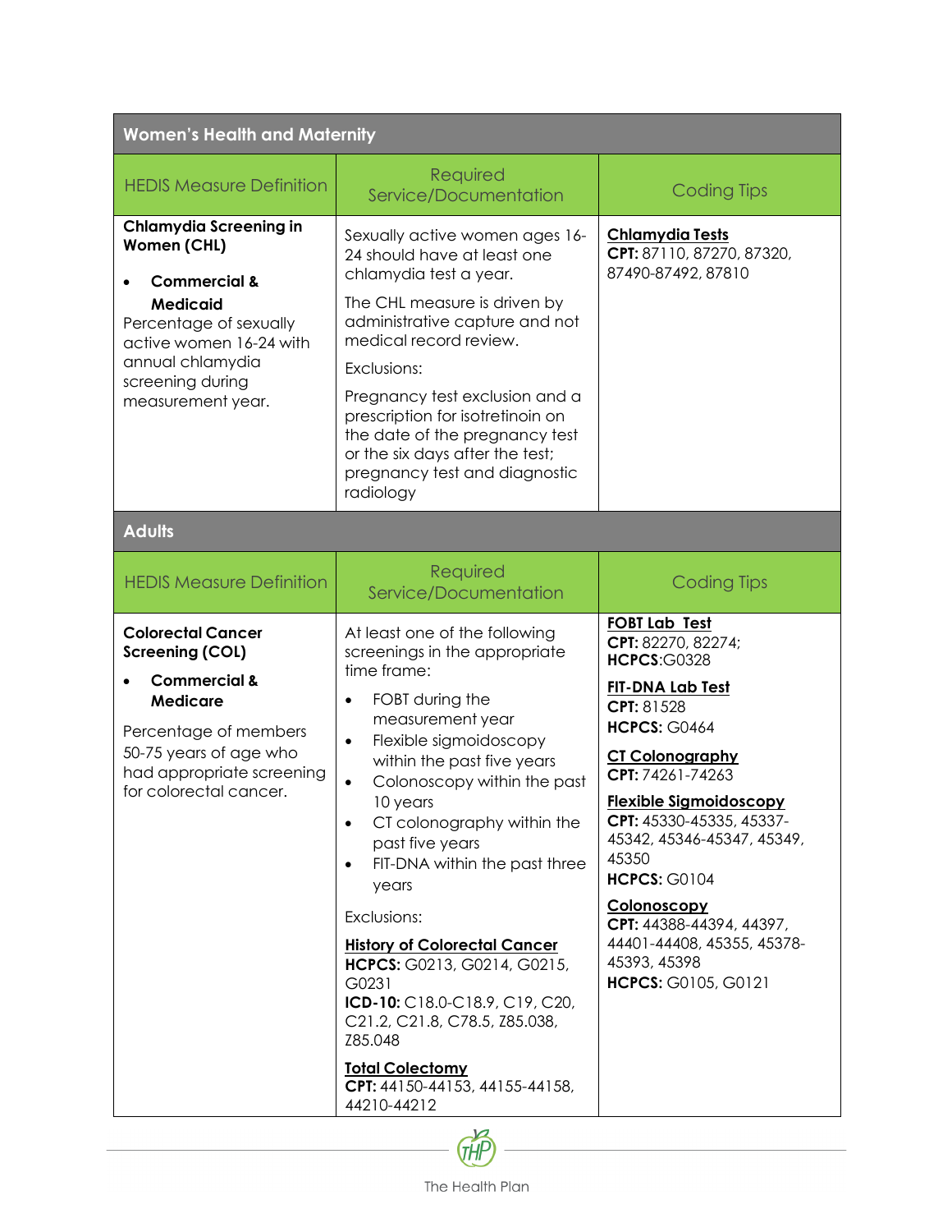| Women's Health and Maternity | | |
|---|---|---|
| HEDIS Measure Definition | Required Service/Documentation | Coding Tips |
| **Chlamydia Screening in Women (CHL)**<br><br>• **Commercial & Medicaid**<br><br>Percentage of sexually active women 16-24 with annual chlamydia screening during measurement year. | Sexually active women ages 16-24 should have at least one chlamydia test a year.<br><br>The CHL measure is driven by administrative capture and not medical record review.<br><br>Exclusions:<br><br>Pregnancy test exclusion and a prescription for isotretinoin on the date of the pregnancy test or the six days after the test; pregnancy test and diagnostic radiology | **Chlamydia Tests**<br>**CPT:** 87110, 87270, 87320, 87490-87492, 87810 |

| Adults | | |
|---|---|---|
| HEDIS Measure Definition | Required Service/Documentation | Coding Tips |
| **Colorectal Cancer Screening (COL)**<br><br>• **Commercial & Medicare**<br><br>Percentage of members 50-75 years of age who had appropriate screening for colorectal cancer. | At least one of the following screenings in the appropriate time frame:<br><br>• FOBT during the measurement year<br>• Flexible sigmoidoscopy within the past five years<br>• Colonoscopy within the past 10 years<br>• CT colonography within the past five years<br>• FIT-DNA within the past three years<br><br>Exclusions:<br><br>**History of Colorectal Cancer**<br>**HCPCS:** G0213, G0214, G0215, G0231<br>**ICD-10:** C18.0-C18.9, C19, C20, C21.2, C21.8, C78.5, Z85.038, Z85.048<br><br>**Total Colectomy**<br>**CPT:** 44150-44153, 44155-44158, 44210-44212 | **FOBT Lab Test**<br>**CPT:** 82270, 82274;<br>**HCPCS**:G0328<br><br>**FIT-DNA Lab Test**<br>**CPT:** 81528<br>**HCPCS:** G0464<br><br>**CT Colonography**<br>**CPT:** 74261-74263<br><br>**Flexible Sigmoidoscopy**<br>**CPT:** 45330-45335, 45337-45342, 45346-45347, 45349, 45350<br>**HCPCS:** G0104<br><br>**Colonoscopy**<br>**CPT:** 44388-44394, 44397, 44401-44408, 45355, 45378-45393, 45398<br>**HCPCS:** G0105, G0121 |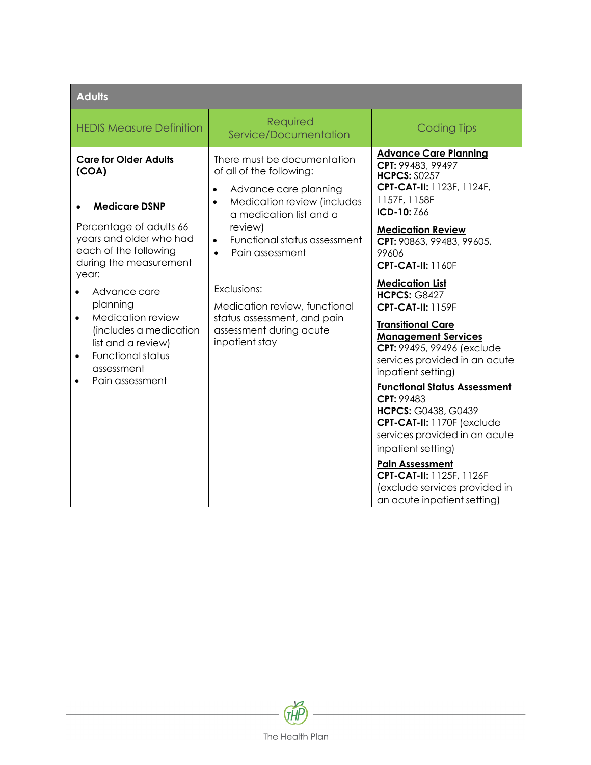| Adults | | |
|---|---|---|
| HEDIS Measure Definition | Required Service/Documentation | Coding Tips |
| **Care for Older Adults (COA)**<br><br>• **Medicare DSNP**<br><br>Percentage of adults 66 years and older who had each of the following during the measurement year:<br>• Advance care planning<br>• Medication review (includes a medication list and a review)<br>• Functional status assessment<br>• Pain assessment | There must be documentation of all of the following:<br>• Advance care planning<br>• Medication review (includes a medication list and a review)<br>• Functional status assessment<br>• Pain assessment<br><br>Exclusions:<br>Medication review, functional status assessment, and pain assessment during acute inpatient stay | **Advance Care Planning**<br>**CPT:** 99483, 99497<br>**HCPCS:** S0257<br>**CPT-CAT-II:** 1123F, 1124F, 1157F, 1158F<br>**ICD-10:** Z66<br><br>**Medication Review**<br>**CPT:** 90863, 99483, 99605, 99606<br>**CPT-CAT-II:** 1160F<br><br>**Medication List**<br>**HCPCS:** G8427<br>**CPT-CAT-II:** 1159F<br><br>**Transitional Care Management Services**<br>**CPT:** 99495, 99496 (exclude services provided in an acute inpatient setting)<br><br>**Functional Status Assessment**<br>**CPT:** 99483<br>**HCPCS:** G0438, G0439<br>**CPT-CAT-II:** 1170F (exclude services provided in an acute inpatient setting)<br><br>**Pain Assessment**<br>**CPT-CAT-II:** 1125F, 1126F (exclude services provided in an acute inpatient setting) |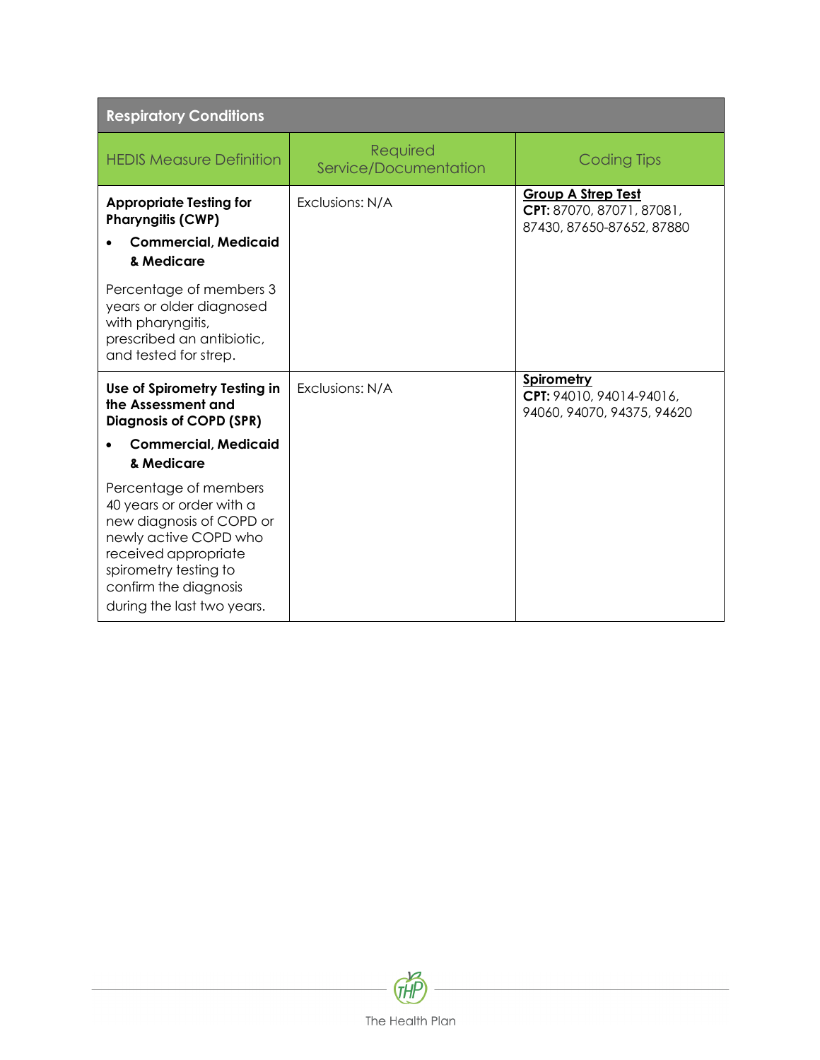| Respiratory Conditions | | |
|---|---|---|
| HEDIS Measure Definition | Required Service/Documentation | Coding Tips |
| **Appropriate Testing for Pharyngitis (CWP)**<br>• **Commercial, Medicaid & Medicare**<br><br>Percentage of members 3 years or older diagnosed with pharyngitis, prescribed an antibiotic, and tested for strep. | Exclusions: N/A | **Group A Strep Test**<br>**CPT:** 87070, 87071, 87081, 87430, 87650-87652, 87880 |
| **Use of Spirometry Testing in the Assessment and Diagnosis of COPD (SPR)**<br>• **Commercial, Medicaid & Medicare**<br><br>Percentage of members 40 years or order with a new diagnosis of COPD or newly active COPD who received appropriate spirometry testing to confirm the diagnosis during the last two years. | Exclusions: N/A | **Spirometry**<br>**CPT:** 94010, 94014-94016, 94060, 94070, 94375, 94620 |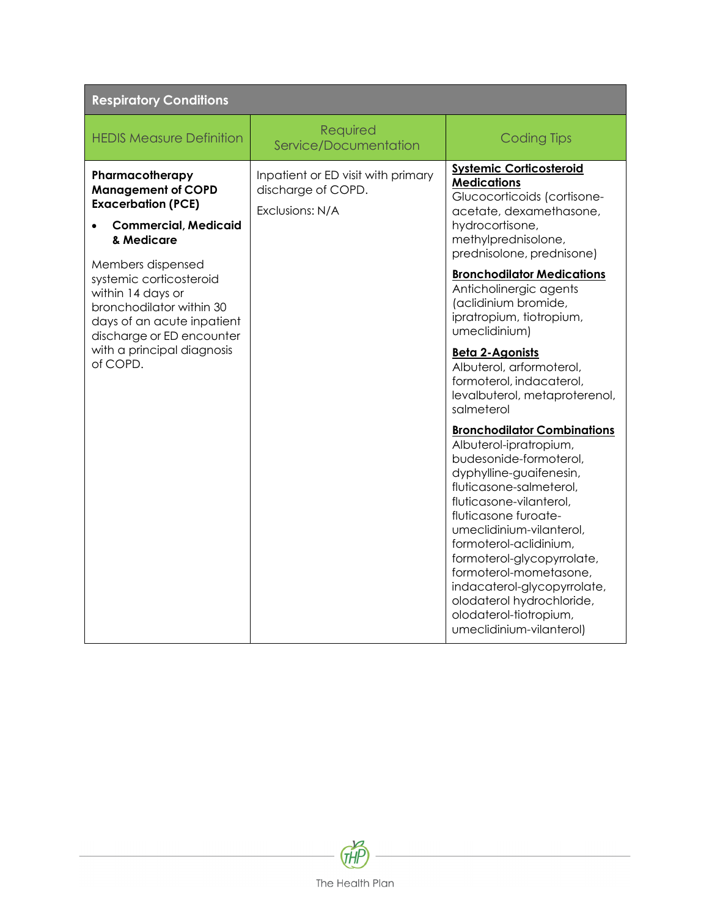| Respectory Conditions | | |
|---|---|---|
| **HEDIS Measure Definition** | **Required Service/Documentation** | **Coding Tips** |
| **Pharmacotherapy Management of COPD Exacerbation (PCE)**<br>• **Commercial, Medicaid & Medicare**<br><br>Members dispensed systemic corticosteroid within 14 days or bronchodilator within 30 days of an acute inpatient discharge or ED encounter with a principal diagnosis of COPD. | Inpatient or ED visit with primary discharge of COPD.<br><br>Exclusions: N/A | **Systemic Corticosteroid Medications**<br>Glucocorticoids (cortisone-acetate, dexamethasone, hydrocortisone, methylprednisolone, prednisolone, prednisone)<br><br>**Bronchodilator Medications**<br>Anticholinergic agents (aclidinium bromide, ipratropium, tiotropium, umeclidinium)<br><br>**Beta 2-Agonists**<br>Albuterol, arformoterol, formoterol, indacaterol, levalbuterol, metaproterenol, salmeterol<br><br>**Bronchodilator Combinations**<br>Albuterol-ipratropium, budesonide-formoterol, dyphylline-guaifenesin, fluticasone-salmeterol, fluticasone-vilanterol, fluticasone furoate-umeclidinium-vilanterol, formoterol-aclidinium, formoterol-glycopyrrolate, formoterol-mometasone, indacaterol-glycopyrrolate, olodaterol hydrochloride, olodaterol-tiotropium, umeclidinium-vilanterol) |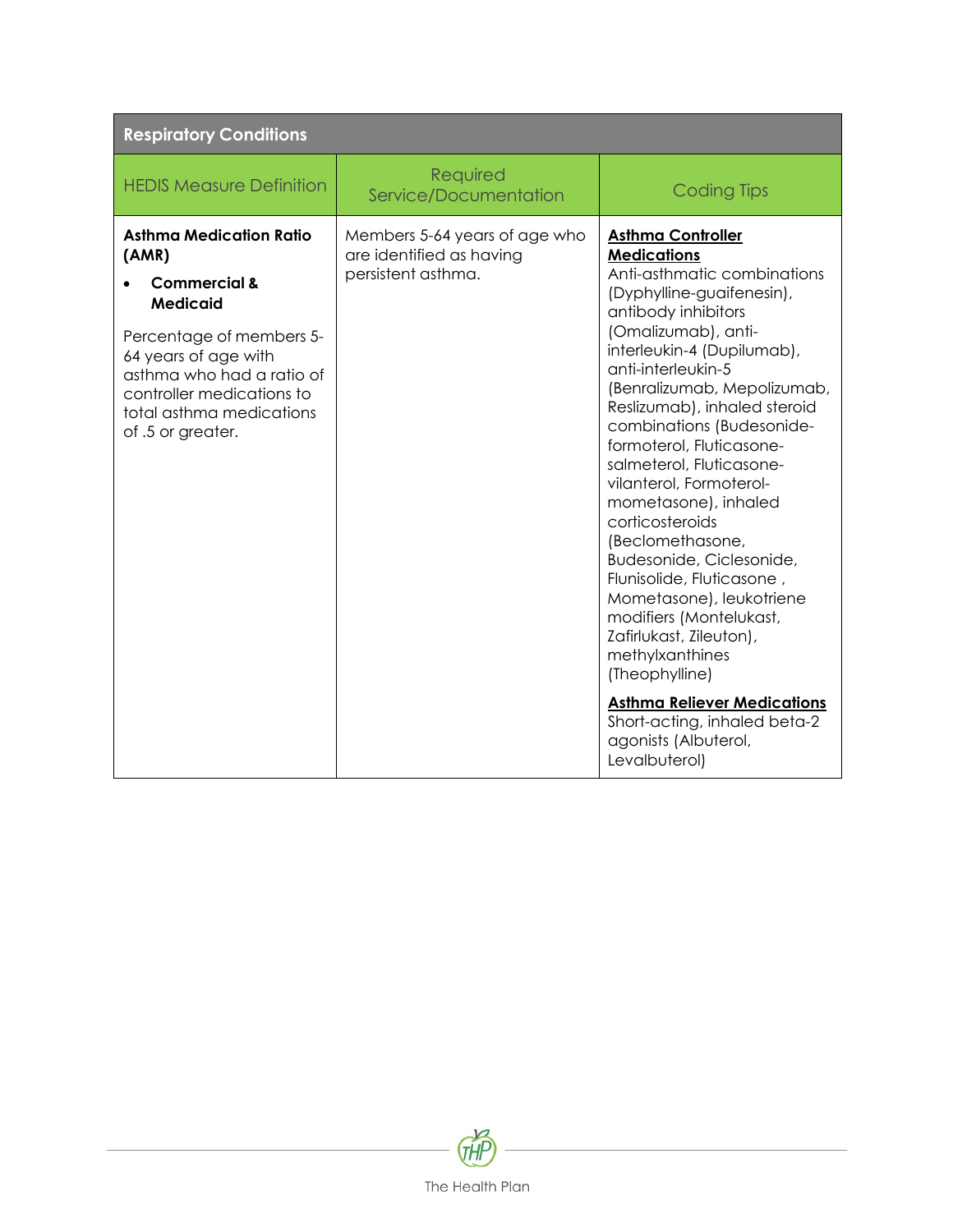| Respiratory Conditions | | |
|---|---|---|
| HEDIS Measure Definition | Required Service/Documentation | Coding Tips |
| **Asthma Medication Ratio (AMR)**<br>• **Commercial & Medicaid**<br><br>Percentage of members 5-64 years of age with asthma who had a ratio of controller medications to total asthma medications of .5 or greater. | Members 5-64 years of age who are identified as having persistent asthma. | **Asthma Controller Medications**<br>Anti-asthmatic combinations (Dyphylline-guaifenesin), antibody inhibitors (Omalizumab), anti-interleukin-4 (Dupilumab), anti-interleukin-5 (Benralizumab, Mepolizumab, Reslizumab), inhaled steroid combinations (Budesonide-formoterol, Fluticasone-salmeterol, Fluticasone-vilanterol, Formoterol-mometasone), inhaled corticosteroids (Beclomethasone, Budesonide, Ciclesonide, Flunisolide, Fluticasone , Mometasone), leukotriene modifiers (Montelukast, Zafirlukast, Zileuton), methylxanthines (Theophylline)<br><br>**Asthma Reliever Medications**<br>Short-acting, inhaled beta-2 agonists (Albuterol, Levalbuterol) |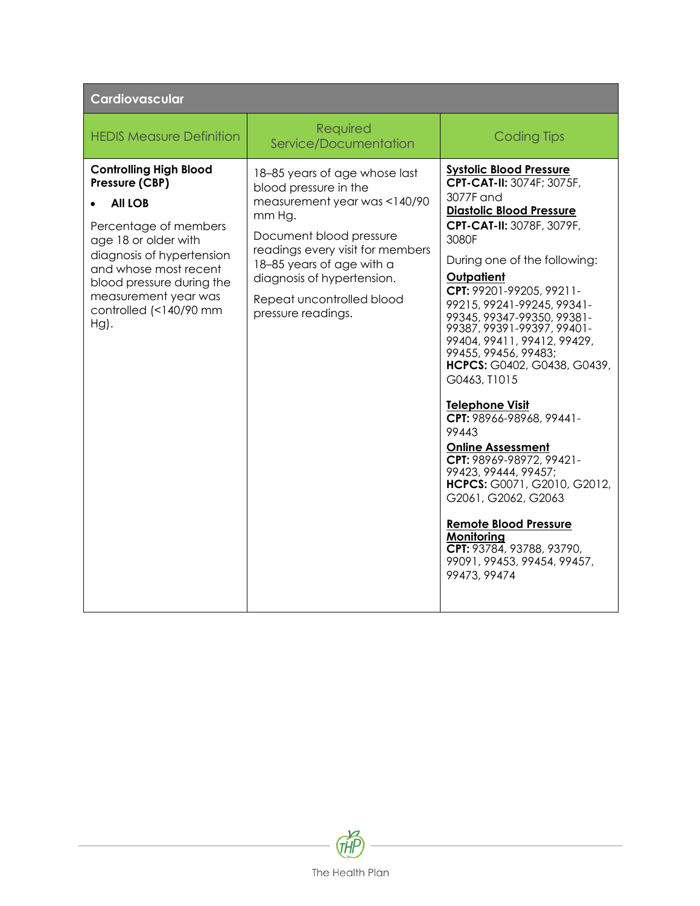| Cardiovascular | | |
|---|---|---|
| HEDIS Measure Definition | Required Service/Documentation | Coding Tips |
| **Controlling High Blood Pressure (CBP)**<br><br>• **All LOB**<br><br>Percentage of members age 18 or older with diagnosis of hypertension and whose most recent blood pressure during the measurement year was controlled (<140/90 mm Hg). | 18–85 years of age whose last blood pressure in the measurement year was <140/90 mm Hg.<br><br>Document blood pressure readings every visit for members 18–85 years of age with a diagnosis of hypertension.<br><br>Repeat uncontrolled blood pressure readings. | **Systolic Blood Pressure**<br>**CPT-CAT-II:** 3074F; 3075F, 3077F and<br>**Diastolic Blood Pressure**<br>**CPT-CAT-II:** 3078F, 3079F, 3080F<br><br>During one of the following:<br>**Outpatient**<br>**CPT:** 99201-99205, 99211-99215, 99241-99245, 99341-99345, 99347-99350, 99381-99387, 99391-99397, 99401-99404, 99411, 99412, 99429, 99455, 99456, 99483;<br>**HCPCS:** G0402, G0438, G0439, G0463, T1015<br><br>**Telephone Visit**<br>**CPT:** 98966-98968, 99441-99443<br>**Online Assessment**<br>**CPT:** 98969-98972, 99421-99423, 99444, 99457;<br>**HCPCS:** G0071, G2010, G2012, G2061, G2062, G2063<br><br>**Remote Blood Pressure Monitoring**<br>**CPT:** 93784, 93788, 93790, 99091, 99453, 99454, 99457, 99473, 99474 |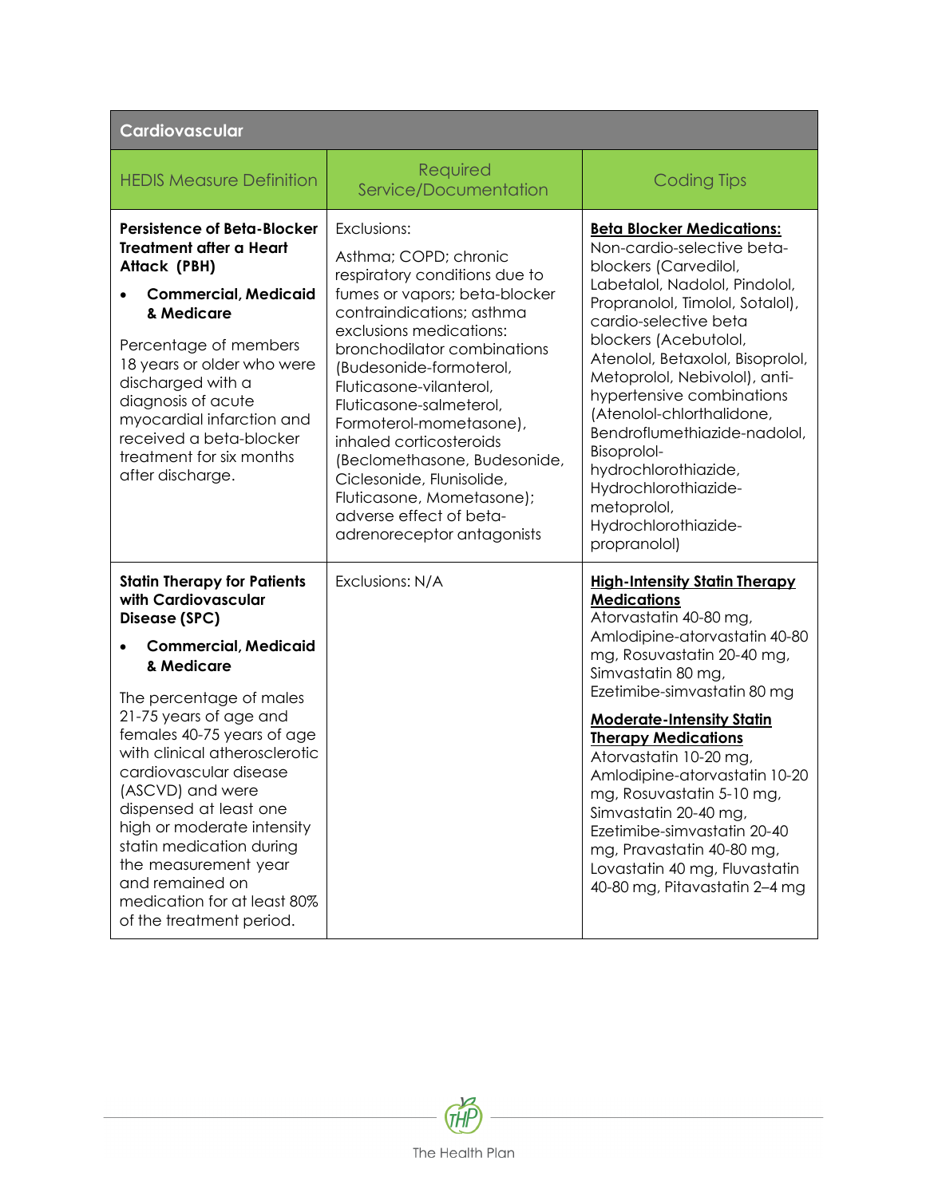| Cardovascular | | |
|---|---|---|
| HEDIS Measure Definition | Required Service/Documentation | Coding Tips |
| **Persistence of Beta-Blocker Treatment after a Heart Attack (PBH)**<br><br>• **Commercial, Medicaid & Medicare**<br><br>Percentage of members 18 years or older who were discharged with a diagnosis of acute myocardial infarction and received a beta-blocker treatment for six months after discharge. | Exclusions:<br><br>Asthma; COPD; chronic respiratory conditions due to fumes or vapors; beta-blocker contraindications; asthma exclusions medications: bronchodilator combinations (Budesonide-formoterol, Fluticasone-vilanterol, Fluticasone-salmeterol, Formoterol-mometasone), inhaled corticosteroids (Beclomethasone, Budesonide, Ciclesonide, Flunisolide, Fluticasone, Mometasone); adverse effect of beta-adrenoreceptor antagonists | **Beta Blocker Medications:**<br>Non-cardio-selective beta-blockers (Carvedilol, Labetalol, Nadolol, Pindolol, Propranolol, Timolol, Sotalol), cardio-selective beta blockers (Acebutolol, Atenolol, Betaxolol, Bisoprolol, Metoprolol, Nebivolol), anti-hypertensive combinations (Atenolol-chlorthalidone, Bendroflumethiazide-nadolol, Bisoprolol-hydrochlorothiazide, Hydrochlorothiazide-metoprolol, Hydrochlorothiazide-propranolol) |
| **Statin Therapy for Patients with Cardiovascular Disease (SPC)**<br><br>• **Commercial, Medicaid & Medicare**<br><br>The percentage of males 21-75 years of age and females 40-75 years of age with clinical atherosclerotic cardiovascular disease (ASCVD) and were dispensed at least one high or moderate intensity statin medication during the measurement year and remained on medication for at least 80% of the treatment period. | Exclusions: N/A | **High-Intensity Statin Therapy Medications**<br>Atorvastatin 40-80 mg, Amlodipine-atorvastatin 40-80 mg, Rosuvastatin 20-40 mg, Simvastatin 80 mg, Ezetimibe-simvastatin 80 mg<br><br>**Moderate-Intensity Statin Therapy Medications**<br>Atorvastatin 10-20 mg, Amlodipine-atorvastatin 10-20 mg, Rosuvastatin 5-10 mg, Simvastatin 20-40 mg, Ezetimibe-simvastatin 20-40 mg, Pravastatin 40-80 mg, Lovastatin 40 mg, Fluvastatin 40-80 mg, Pitavastatin 2–4 mg |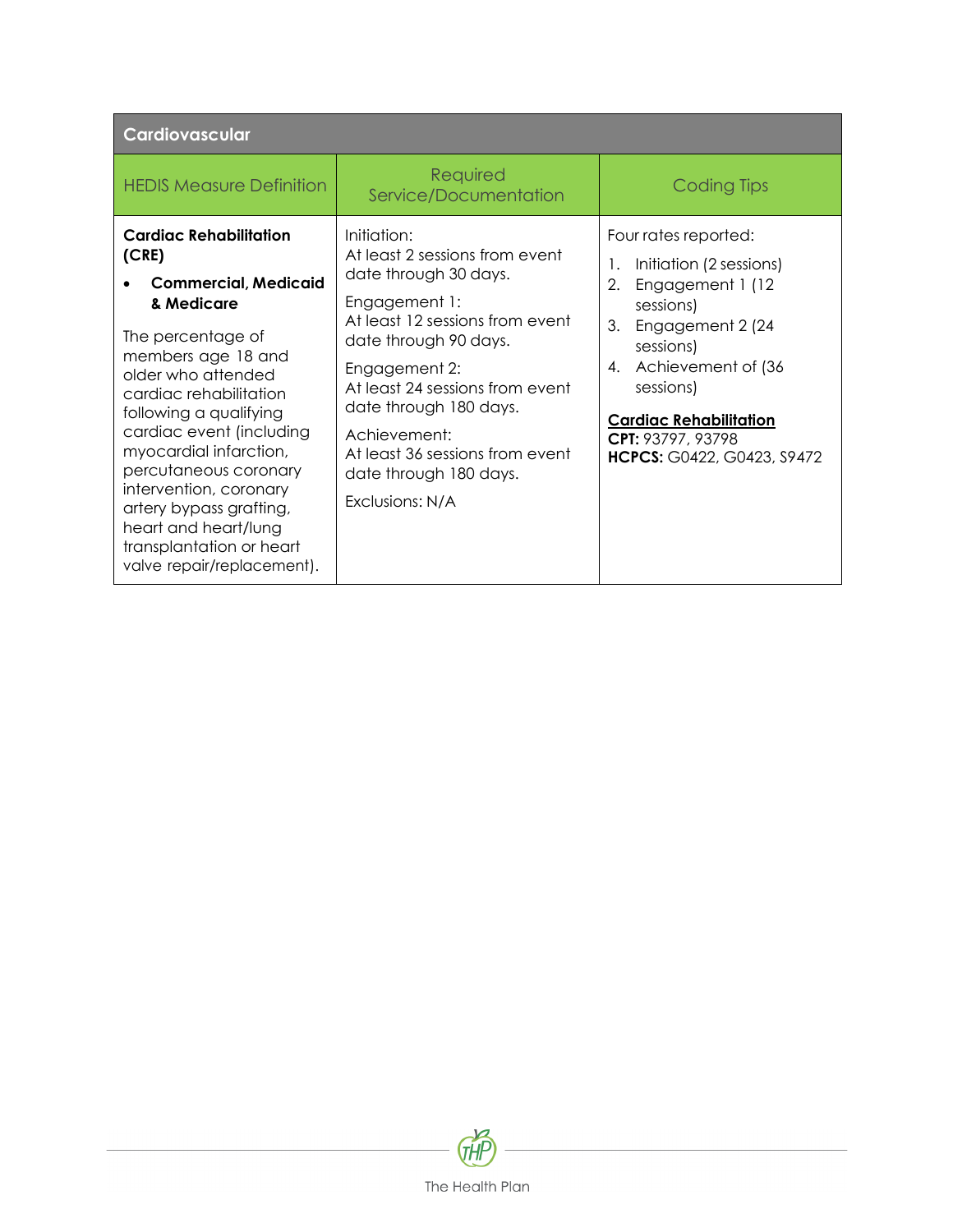| Cardiovascular | | |
|---|---|---|
| HEDIS Measure Definition | Required Service/Documentation | Coding Tips |
| **Cardiac Rehabilitation (CRE)**<br>• **Commercial, Medicaid & Medicare**<br><br>The percentage of members age 18 and older who attended cardiac rehabilitation following a qualifying cardiac event (including myocardial infarction, percutaneous coronary intervention, coronary artery bypass grafting, heart and heart/lung transplantation or heart valve repair/replacement). | Initiation:<br>At least 2 sessions from event date through 30 days.<br><br>Engagement 1:<br>At least 12 sessions from event date through 90 days.<br><br>Engagement 2:<br>At least 24 sessions from event date through 180 days.<br><br>Achievement:<br>At least 36 sessions from event date through 180 days.<br><br>Exclusions: N/A | Four rates reported:<br>1. Initiation (2 sessions)<br>2. Engagement 1 (12 sessions)<br>3. Engagement 2 (24 sessions)<br>4. Achievement of (36 sessions)<br><br>**Cardiac Rehabilitation**<br>**CPT:** 93797, 93798<br>**HCPCS:** G0422, G0423, S9472 |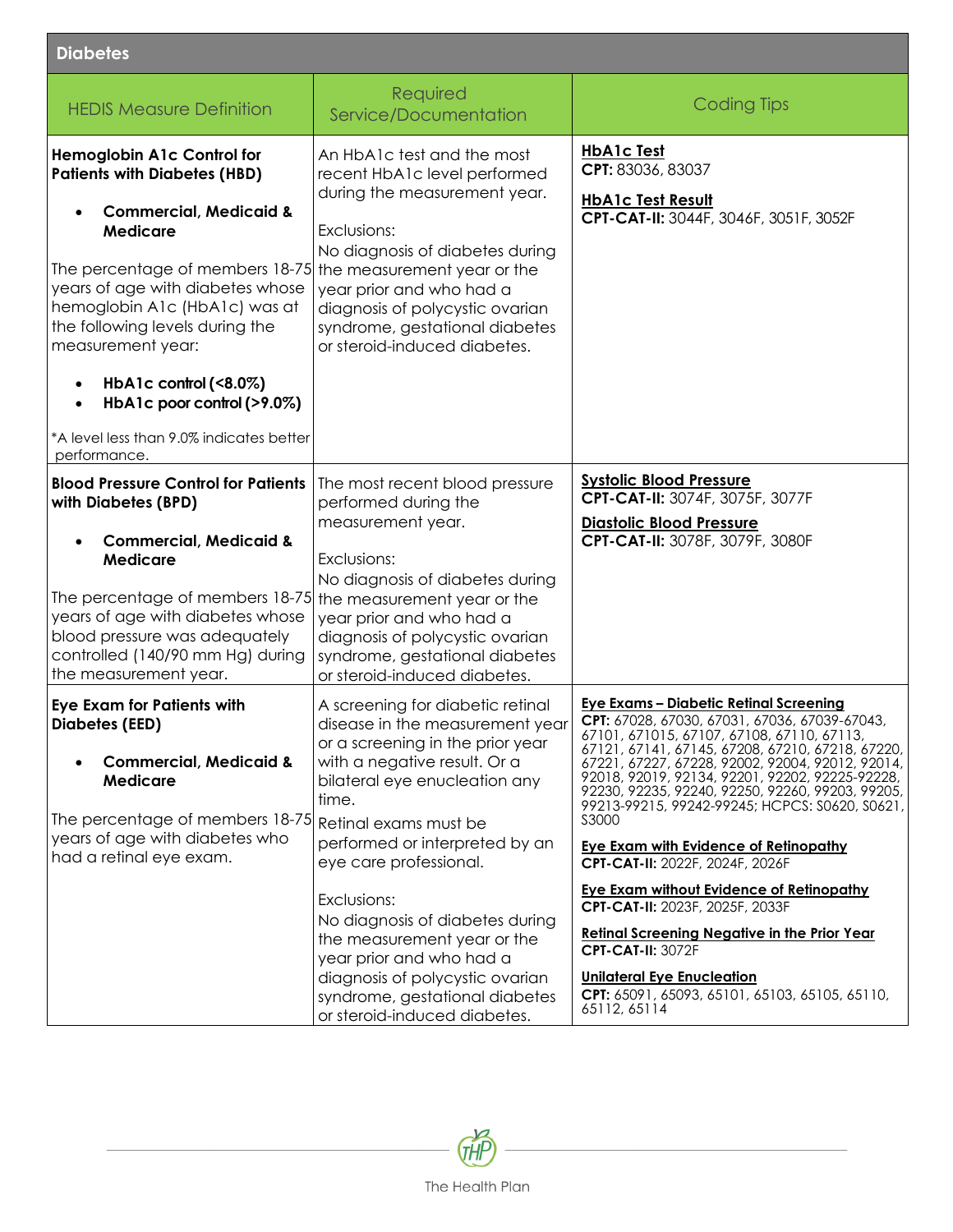| Diabetes | | |
|---|---|---|
| HEDIS Measure Definition | Required Service/Documentation | Coding Tips |
| **Hemoglobin A1c Control for Patients with Diabetes (HBD)**<br><br>• **Commercial, Medicaid & Medicare**<br><br>The percentage of members 18-75 years of age with diabetes whose hemoglobin A1c (HbA1c) was at the following levels during the measurement year:<br><br>• **HbA1c control (<8.0%)**<br>• **HbA1c poor control (>9.0%)**<br><br>*A level less than 9.0% indicates better performance. | An HbA1c test and the most recent HbA1c level performed during the measurement year.<br><br>Exclusions:<br>No diagnosis of diabetes during the measurement year or the year prior and who had a diagnosis of polycystic ovarian syndrome, gestational diabetes or steroid-induced diabetes. | **HbA1c Test**<br>**CPT:** 83036, 83037<br><br>**HbA1c Test Result**<br>**CPT-CAT-II:** 3044F, 3046F, 3051F, 3052F |
| **Blood Pressure Control for Patients with Diabetes (BPD)**<br><br>• **Commercial, Medicaid & Medicare**<br><br>The percentage of members 18-75 years of age with diabetes whose blood pressure was adequately controlled (140/90 mm Hg) during the measurement year. | The most recent blood pressure performed during the measurement year.<br><br>Exclusions:<br>No diagnosis of diabetes during the measurement year or the year prior and who had a diagnosis of polycystic ovarian syndrome, gestational diabetes or steroid-induced diabetes. | **Systolic Blood Pressure**<br>**CPT-CAT-II:** 3074F, 3075F, 3077F<br><br>**Diastolic Blood Pressure**<br>**CPT-CAT-II:** 3078F, 3079F, 3080F |
| **Eye Exam for Patients with Diabetes (EED)**<br><br>• **Commercial, Medicaid & Medicare**<br><br>The percentage of members 18-75 years of age with diabetes who had a retinal eye exam. | A screening for diabetic retinal disease in the measurement year or a screening in the prior year with a negative result. Or a bilateral eye enucleation any time.<br><br>Retinal exams must be performed or interpreted by an eye care professional.<br><br>Exclusions:<br>No diagnosis of diabetes during the measurement year or the year prior and who had a diagnosis of polycystic ovarian syndrome, gestational diabetes or steroid-induced diabetes. | **Eye Exams – Diabetic Retinal Screening**<br>**CPT:** 67028, 67030, 67031, 67036, 67039-67043, 67101, 671015, 67107, 67108, 67110, 67113, 67121, 67141, 67145, 67208, 67210, 67218, 67220, 67221, 67227, 67228, 92002, 92004, 92012, 92014, 92018, 92019, 92134, 92201, 92202, 92225-92228, 92230, 92235, 92240, 92250, 92260, 99203, 99205, 99213-99215, 99242-99245; HCPCS: S0620, S0621, S3000<br><br>**Eye Exam with Evidence of Retinopathy**<br>**CPT-CAT-II:** 2022F, 2024F, 2026F<br><br>**Eye Exam without Evidence of Retinopathy**<br>**CPT-CAT-II:** 2023F, 2025F, 2033F<br><br>**Retinal Screening Negative in the Prior Year**<br>**CPT-CAT-II:** 3072F<br><br>**Unilateral Eye Enucleation**<br>**CPT:** 65091, 65093, 65101, 65103, 65105, 65110, 65112, 65114 |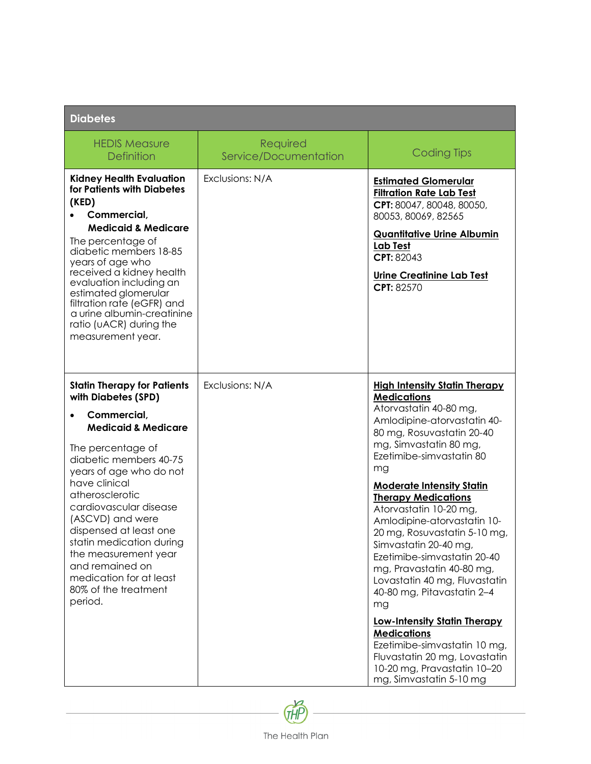| Diabetes | | |
|---|---|---|
| HEDIS Measure Definition | Required Service/Documentation | Coding Tips |
| **Kidney Health Evaluation for Patients with Diabetes (KED)**<br>• **Commercial, Medicaid & Medicare**<br>The percentage of diabetic members 18-85 years of age who received a kidney health evaluation including an estimated glomerular filtration rate (eGFR) and a urine albumin-creatinine ratio (uACR) during the measurement year. | Exclusions: N/A | **Estimated Glomerular Filtration Rate Lab Test**<br>**CPT:** 80047, 80048, 80050, 80053, 80069, 82565<br>**Quantitative Urine Albumin Lab Test**<br>**CPT:** 82043<br>**Urine Creatinine Lab Test**<br>**CPT:** 82570 |
| **Statin Therapy for Patients with Diabetes (SPD)**<br>• **Commercial, Medicaid & Medicare**<br>The percentage of diabetic members 40-75 years of age who do not have clinical atherosclerotic cardiovascular disease (ASCVD) and were dispensed at least one statin medication during the measurement year and remained on medication for at least 80% of the treatment period. | Exclusions: N/A | **High Intensity Statin Therapy Medications**<br>Atorvastatin 40-80 mg, Amlodipine-atorvastatin 40-80 mg, Rosuvastatin 20-40 mg, Simvastatin 80 mg, Ezetimibe-simvastatin 80 mg<br>**Moderate Intensity Statin Therapy Medications**<br>Atorvastatin 10-20 mg, Amlodipine-atorvastatin 10-20 mg, Rosuvastatin 5-10 mg, Simvastatin 20-40 mg, Ezetimibe-simvastatin 20-40 mg, Pravastatin 40-80 mg, Lovastatin 40 mg, Fluvastatin 40-80 mg, Pitavastatin 2–4 mg<br>**Low-Intensity Statin Therapy Medications**<br>Ezetimibe-simvastatin 10 mg, Fluvastatin 20 mg, Lovastatin 10-20 mg, Pravastatin 10–20 mg, Simvastatin 5-10 mg |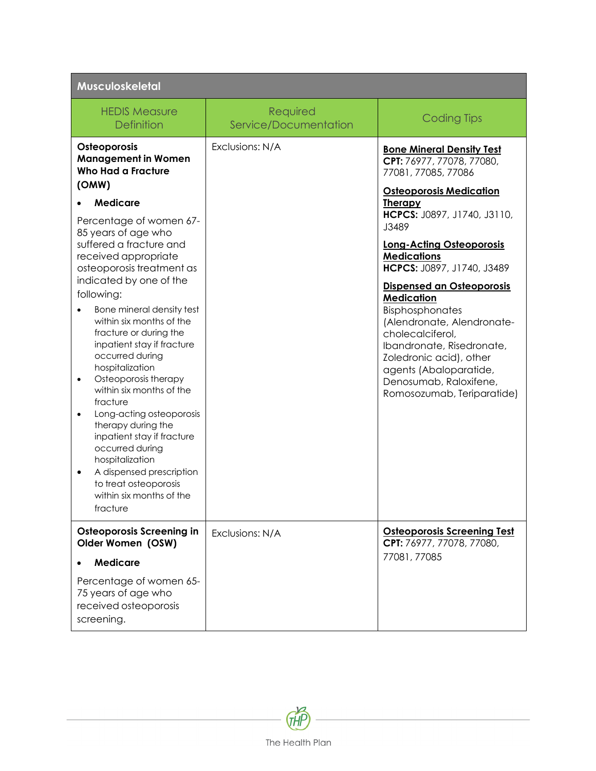| Musculoskeletal | | |
|---|---|---|
| HEDIS Measure Definition | Required Service/Documentation | Coding Tips |
| **Osteoporosis Management in Women Who Had a Fracture (OMW)**<br>• **Medicare**<br>Percentage of women 67-85 years of age who suffered a fracture and received appropriate osteoporosis treatment as indicated by one of the following:<br>• Bone mineral density test within six months of the fracture or during the inpatient stay if fracture occurred during hospitalization<br>• Osteoporosis therapy within six months of the fracture<br>• Long-acting osteoporosis therapy during the inpatient stay if fracture occurred during hospitalization<br>• A dispensed prescription to treat osteoporosis within six months of the fracture | Exclusions: N/A | **Bone Mineral Density Test**<br>**CPT:** 76977, 77078, 77080, 77081, 77085, 77086<br>**Osteoporosis Medication Therapy**<br>**HCPCS:** J0897, J1740, J3110, J3489<br>**Long-Acting Osteoporosis Medications**<br>**HCPCS:** J0897, J1740, J3489<br>**Dispensed an Osteoporosis Medication**<br>Bisphosphonates (Alendronate, Alendronate-cholecalciferol, Ibandronate, Risedronate, Zoledronic acid), other agents (Abaloparatide, Denosumab, Raloxifene, Romosozumab, Teriparatide) |
| **Osteoporosis Screening in Older Women (OSW)**<br>• **Medicare**<br>Percentage of women 65-75 years of age who received osteoporosis screening. | Exclusions: N/A | **Osteoporosis Screening Test**<br>**CPT:** 76977, 77078, 77080, 77081, 77085 |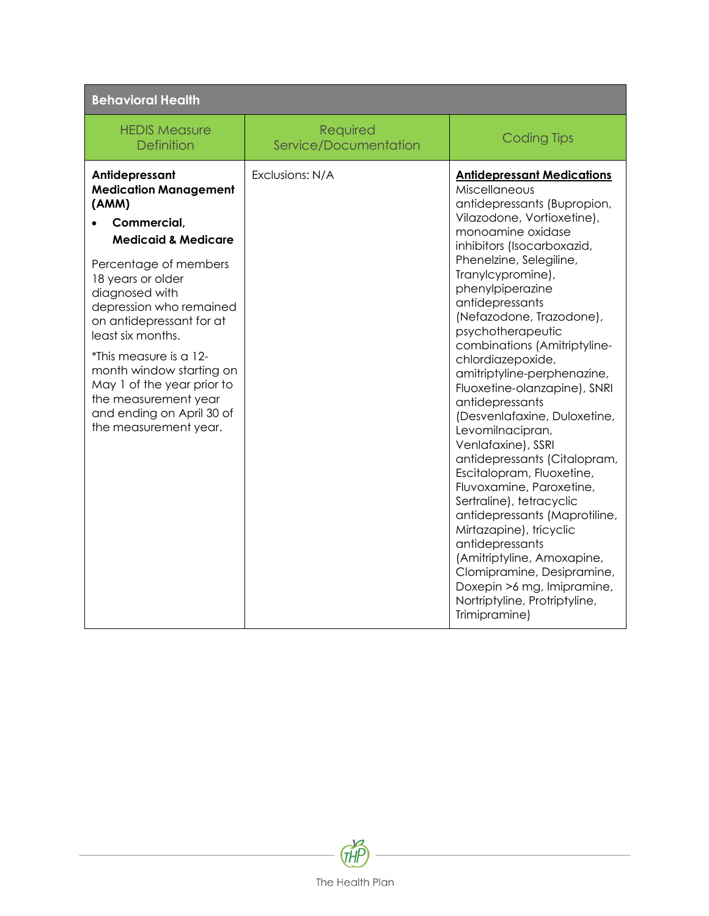| Behavioral Health | | |
|---|---|---|
| HEDIS Measure Definition | Required Service/Documentation | Coding Tips |
| **Antidepressant Medication Management (AMM)**<br>• **Commercial, Medicaid & Medicare**<br><br>Percentage of members 18 years or older diagnosed with depression who remained on antidepressant for at least six months.<br><br>*This measure is a 12-month window starting on May 1 of the year prior to the measurement year and ending on April 30 of the measurement year. | Exclusions: N/A | **Antidepressant Medications**<br>Miscellaneous antidepressants (Bupropion, Vilazodone, Vortioxetine), monoamine oxidase inhibitors (Isocarboxazid, Phenelzine, Selegiline, Tranylcypromine), phenylpiperazine antidepressants (Nefazodone, Trazodone), psychotherapeutic combinations (Amitriptyline-chlordiazepoxide, amitriptyline-perphenazine, Fluoxetine-olanzapine), SNRI antidepressants (Desvenlafaxine, Duloxetine, Levomilnacipran, Venlafaxine), SSRI antidepressants (Citalopram, Escitalopram, Fluoxetine, Fluvoxamine, Paroxetine, Sertraline), tetracyclic antidepressants (Maprotiline, Mirtazapine), tricyclic antidepressants (Amitriptyline, Amoxapine, Clomipramine, Desipramine, Doxepin >6 mg, Imipramine, Nortriptyline, Protriptyline, Trimipramine) |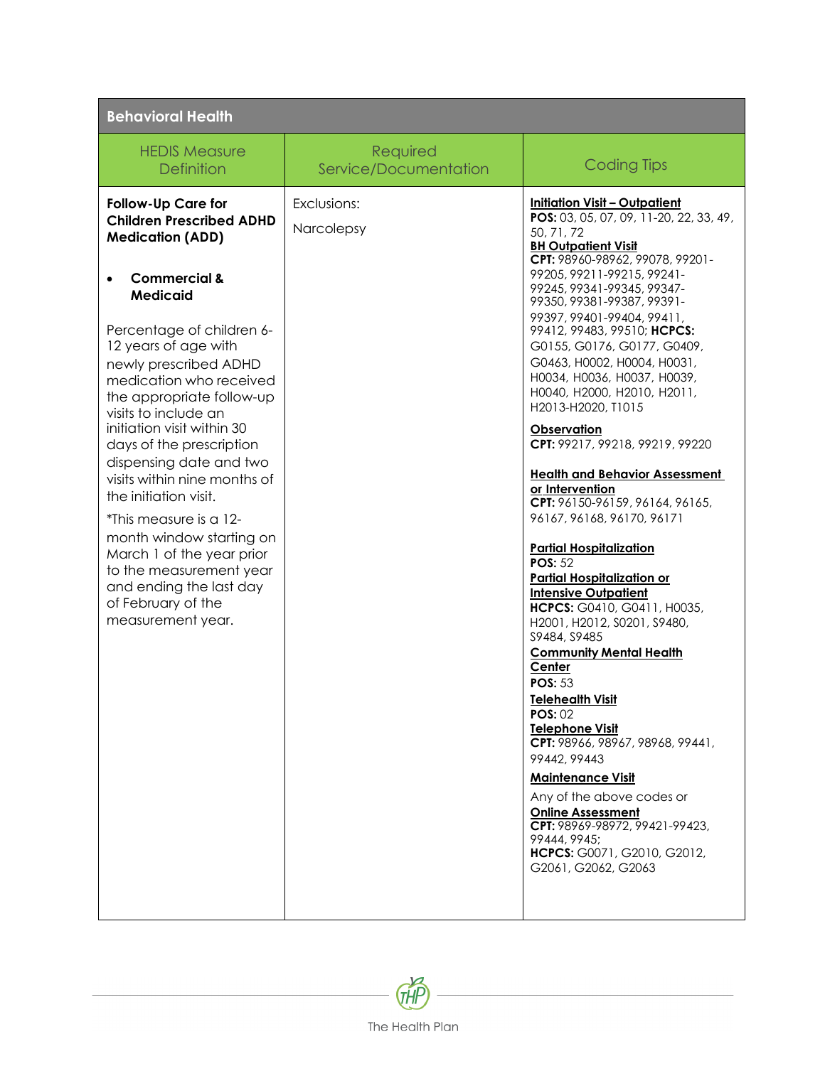| Behavioral Health | | |
|---|---|---|
| **HEDIS Measure Definition** | **Required Service/Documentation** | **Coding Tips** |
| **Follow-Up Care for Children Prescribed ADHD Medication (ADD)**<br><br>• **Commercial & Medicaid**<br><br>Percentage of children 6-12 years of age with newly prescribed ADHD medication who received the appropriate follow-up visits to include an initiation visit within 30 days of the prescription dispensing date and two visits within nine months of the initiation visit.<br><br>*This measure is a 12-month window starting on March 1 of the year prior to the measurement year and ending the last day of February of the measurement year. | Exclusions:<br><br>Narcolepsy | **Initiation Visit – Outpatient**<br>**POS:** 03, 05, 07, 09, 11-20, 22, 33, 49, 50, 71, 72<br>**BH Outpatient Visit**<br>**CPT:** 98960-98962, 99078, 99201-99205, 99211-99215, 99241-99245, 99341-99345, 99347-99350, 99381-99387, 99391-99397, 99401-99404, 99411, 99412, 99483, 99510; **HCPCS:** G0155, G0176, G0177, G0409, G0463, H0002, H0004, H0031, H0034, H0036, H0037, H0039, H0040, H2000, H2010, H2011, H2013-H2020, T1015<br><br>**Observation**<br>**CPT:** 99217, 99218, 99219, 99220<br><br>**Health and Behavior Assessment or Intervention**<br>**CPT:** 96150-96159, 96164, 96165, 96167, 96168, 96170, 96171<br><br>**Partial Hospitalization**<br>**POS:** 52<br>**Partial Hospitalization or Intensive Outpatient**<br>**HCPCS:** G0410, G0411, H0035, H2001, H2012, S0201, S9480, S9484, S9485<br>**Community Mental Health Center**<br>**POS:** 53<br>**Telehealth Visit**<br>**POS:** 02<br>**Telephone Visit**<br>**CPT:** 98966, 98967, 98968, 99441, 99442, 99443<br><br>**Maintenance Visit**<br>Any of the above codes or<br>**Online Assessment**<br>**CPT:** 98969-98972, 99421-99423, 99444, 9945;<br>**HCPCS:** G0071, G2010, G2012, G2061, G2062, G2063 |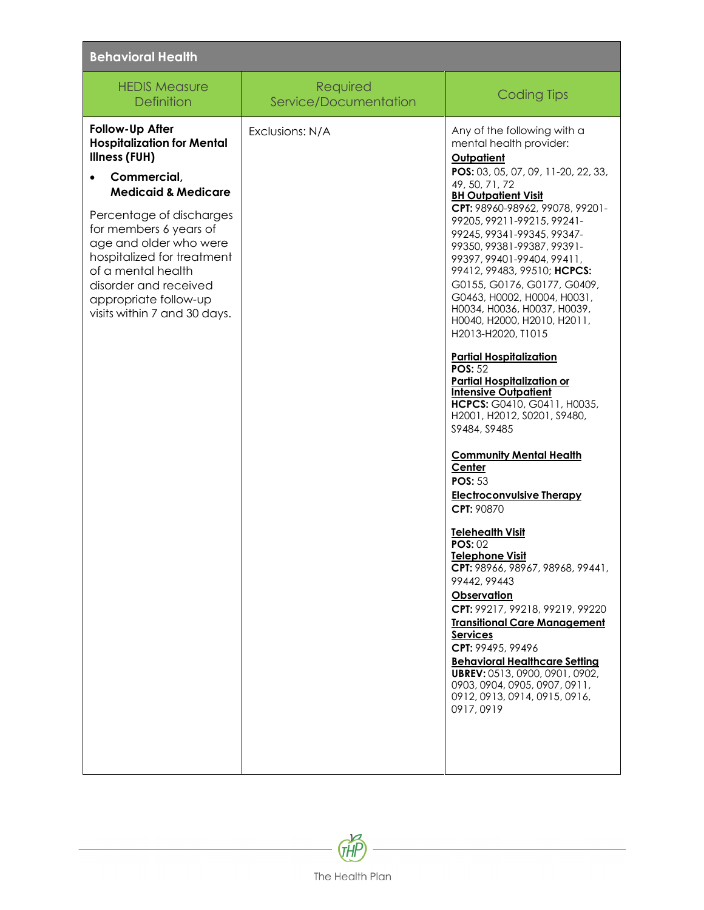| Behavioral Health | | |
|---|---|---|
| HEDIS Measure Definition | Required Service/Documentation | Coding Tips |
| **Follow-Up After Hospitalization for Mental Illness (FUH)**<br><br>• **Commercial, Medicaid & Medicare**<br><br>Percentage of discharges for members 6 years of age and older who were hospitalized for treatment of a mental health disorder and received appropriate follow-up visits within 7 and 30 days. | Exclusions: N/A | Any of the following with a mental health provider:<br>**Outpatient**<br>**POS:** 03, 05, 07, 09, 11-20, 22, 33, 49, 50, 71, 72<br>**BH Outpatient Visit**<br>**CPT:** 98960-98962, 99078, 99201-99205, 99211-99215, 99241-99245, 99341-99345, 99347-99350, 99381-99387, 99391-99397, 99401-99404, 99411, 99412, 99483, 99510; **HCPCS:** G0155, G0176, G0177, G0409, G0463, H0002, H0004, H0031, H0034, H0036, H0037, H0039, H0040, H2000, H2010, H2011, H2013-H2020, T1015<br><br>**Partial Hospitalization**<br>**POS:** 52<br>**Partial Hospitalization or Intensive Outpatient**<br>**HCPCS:** G0410, G0411, H0035, H2001, H2012, S0201, S9480, S9484, S9485<br><br>**Community Mental Health Center**<br>**POS:** 53<br>**Electroconvulsive Therapy**<br>**CPT:** 90870<br><br>**Telehealth Visit**<br>**POS:** 02<br>**Telephone Visit**<br>**CPT:** 98966, 98967, 98968, 99441, 99442, 99443<br>**Observation**<br>**CPT:** 99217, 99218, 99219, 99220<br>**Transitional Care Management Services**<br>**CPT:** 99495, 99496<br>**Behavioral Healthcare Setting**<br>**UBREV:** 0513, 0900, 0901, 0902, 0903, 0904, 0905, 0907, 0911, 0912, 0913, 0914, 0915, 0916, 0917, 0919 |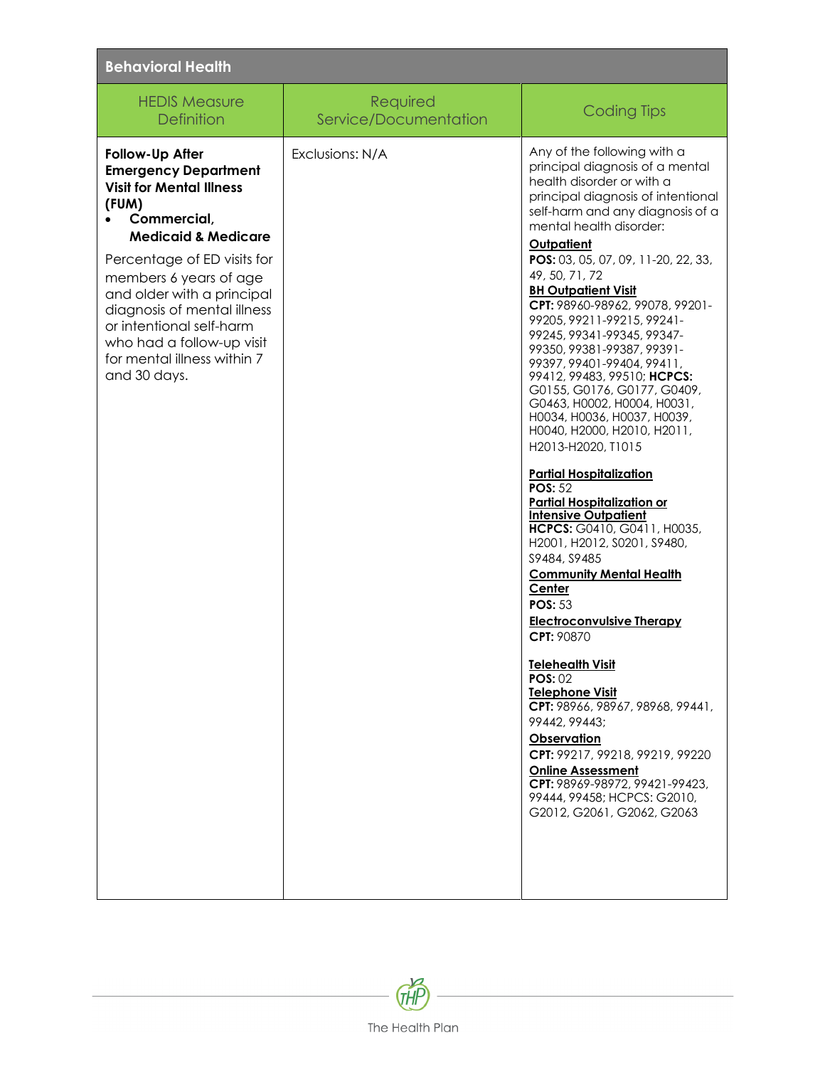| Behavioral Health | | |
|---|---|---|
| HEDIS Measure Definition | Required Service/Documentation | Coding Tips |
| **Follow-Up After Emergency Department Visit for Mental Illness (FUM)**<br>• **Commercial, Medicaid & Medicare**<br><br>Percentage of ED visits for members 6 years of age and older with a principal diagnosis of mental illness or intentional self-harm who had a follow-up visit for mental illness within 7 and 30 days. | Exclusions: N/A | Any of the following with a principal diagnosis of a mental health disorder or with a principal diagnosis of intentional self-harm and any diagnosis of a mental health disorder:<br><br>**Outpatient**<br>**POS:** 03, 05, 07, 09, 11-20, 22, 33, 49, 50, 71, 72<br>**BH Outpatient Visit**<br>**CPT:** 98960-98962, 99078, 99201-99205, 99211-99215, 99241-99245, 99341-99345, 99347-99350, 99381-99387, 99391-99397, 99401-99404, 99411, 99412, 99483, 99510; **HCPCS:** G0155, G0176, G0177, G0409, G0463, H0002, H0004, H0031, H0034, H0036, H0037, H0039, H0040, H2000, H2010, H2011, H2013-H2020, T1015<br><br>**Partial Hospitalization**<br>**POS:** 52<br>**Partial Hospitalization or Intensive Outpatient**<br>**HCPCS:** G0410, G0411, H0035, H2001, H2012, S0201, S9480, S9484, S9485<br>**Community Mental Health Center**<br>**POS:** 53<br>**Electroconvulsive Therapy**<br>**CPT:** 90870<br><br>**Telehealth Visit**<br>**POS:** 02<br>**Telephone Visit**<br>**CPT:** 98966, 98967, 98968, 99441, 99442, 99443;<br>**Observation**<br>**CPT:** 99217, 99218, 99219, 99220<br>**Online Assessment**<br>**CPT:** 98969-98972, 99421-99423, 99444, 99458; HCPCS: G2010, G2012, G2061, G2062, G2063 |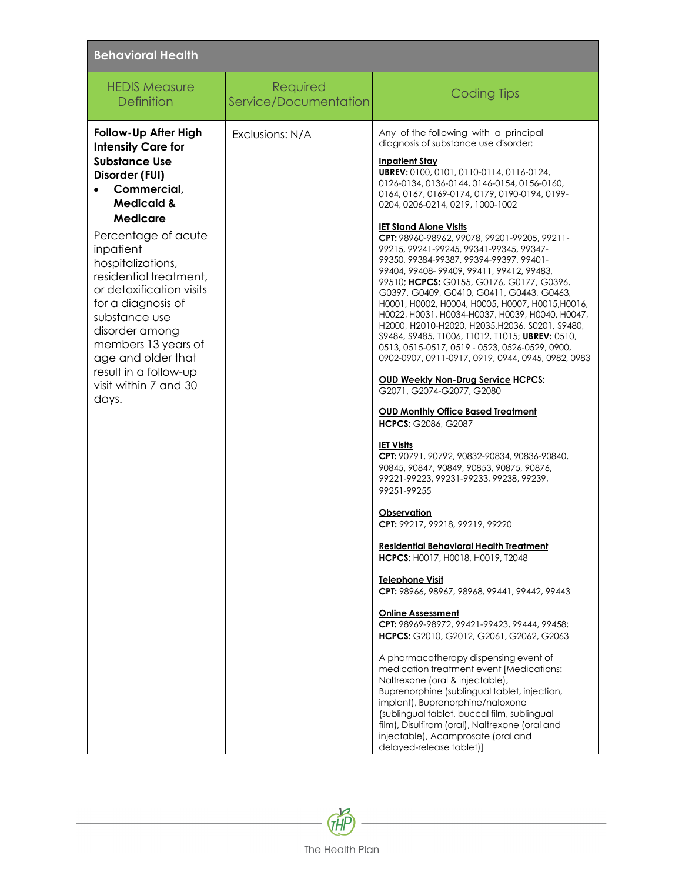| Behavioral Health | | |
|---|---|---|
| HEDIS Measure Definition | Required Service/Documentation | Coding Tips |
| **Follow-Up After High Intensity Care for Substance Use Disorder (FUI)**<br>• **Commercial, Medicaid & Medicare**<br>Percentage of acute inpatient hospitalizations, residential treatment, or detoxification visits for a diagnosis of substance use disorder among members 13 years of age and older that result in a follow-up visit within 7 and 30 days. | Exclusions: N/A | Any of the following with a principal diagnosis of substance use disorder:<br><br>**Inpatient Stay**<br>**UBREV:** 0100, 0101, 0110-0114, 0116-0124, 0126-0134, 0136-0144, 0146-0154, 0156-0160, 0164, 0167, 0169-0174, 0179, 0190-0194, 0199-0204, 0206-0214, 0219, 1000-1002<br><br>**IET Stand Alone Visits**<br>**CPT:** 98960-98962, 99078, 99201-99205, 99211-99215, 99241-99245, 99341-99345, 99347-99350, 99384-99387, 99394-99397, 99401-99404, 99408- 99409, 99411, 99412, 99483, 99510; **HCPCS:** G0155, G0176, G0177, G0396, G0397, G0409, G0410, G0411, G0443, G0463, H0001, H0002, H0004, H0005, H0007, H0015,H0016, H0022, H0031, H0034-H0037, H0039, H0040, H0047, H2000, H2010-H2020, H2035,H2036, S0201, S9480, S9484, S9485, T1006, T1012, T1015; **UBREV:** 0510, 0513, 0515-0517, 0519 - 0523, 0526-0529, 0900, 0902-0907, 0911-0917, 0919, 0944, 0945, 0982, 0983<br><br>**OUD Weekly Non-Drug Service HCPCS:** G2071, G2074-G2077, G2080<br><br>**OUD Monthly Office Based Treatment**<br>**HCPCS:** G2086, G2087<br><br>**IET Visits**<br>**CPT:** 90791, 90792, 90832-90834, 90836-90840, 90845, 90847, 90849, 90853, 90875, 90876, 99221-99223, 99231-99233, 99238, 99239, 99251-99255<br><br>**Observation**<br>**CPT:** 99217, 99218, 99219, 99220<br><br>**Residential Behavioral Health Treatment**<br>**HCPCS:** H0017, H0018, H0019, T2048<br><br>**Telephone Visit**<br>**CPT:** 98966, 98967, 98968, 99441, 99442, 99443<br><br>**Online Assessment**<br>**CPT:** 98969-98972, 99421-99423, 99444, 99458; **HCPCS:** G2010, G2012, G2061, G2062, G2063<br><br>A pharmacotherapy dispensing event of medication treatment event [Medications: Naltrexone (oral & injectable), Buprenorphine (sublingual tablet, injection, implant), Buprenorphine/naloxone (sublingual tablet, buccal film, sublingual film), Disulfiram (oral), Naltrexone (oral and injectable), Acamprosate (oral and delayed-release tablet)] |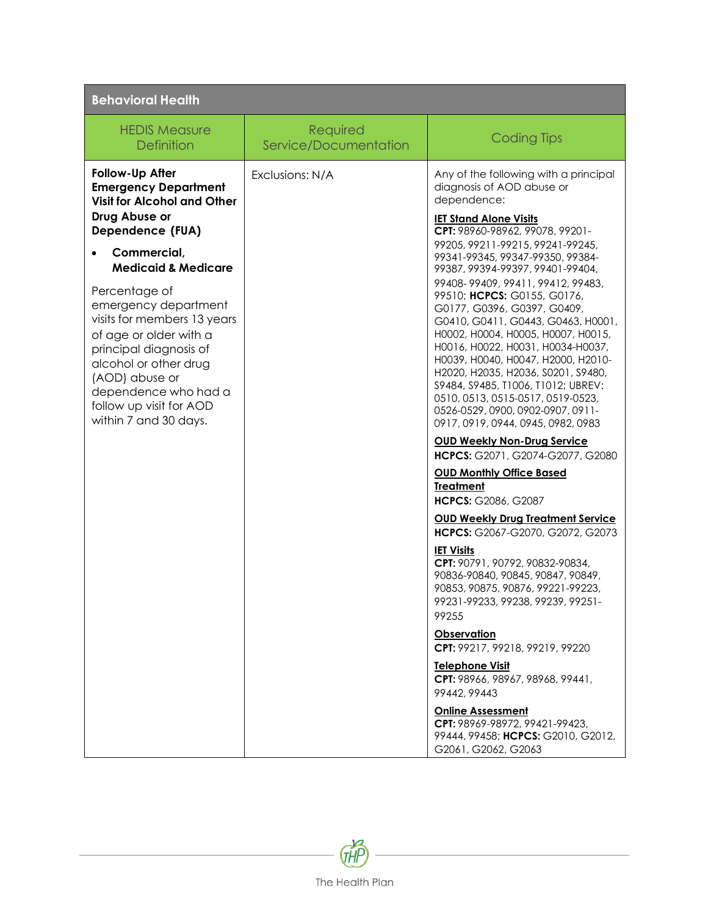| Behavioral Health | | |
|---|---|---|
| HEDIS Measure Definition | Required Service/Documentation | Coding Tips |
| **Follow-Up After Emergency Department Visit for Alcohol and Other Drug Abuse or Dependence (FUA)**<br><br>• **Commercial, Medicaid & Medicare**<br><br>Percentage of emergency department visits for members 13 years of age or older with a principal diagnosis of alcohol or other drug (AOD) abuse or dependence who had a follow up visit for AOD within 7 and 30 days. | Exclusions: N/A | Any of the following with a principal diagnosis of AOD abuse or dependence:<br><br>**IET Stand Alone Visits**<br>**CPT:** 98960-98962, 99078, 99201-99205, 99211-99215, 99241-99245, 99341-99345, 99347-99350, 99384-99387, 99394-99397, 99401-99404, 99408- 99409, 99411, 99412, 99483, 99510; **HCPCS:** G0155, G0176, G0177, G0396, G0397, G0409, G0410, G0411, G0443, G0463, H0001, H0002, H0004, H0005, H0007, H0015, H0016, H0022, H0031, H0034-H0037, H0039, H0040, H0047, H2000, H2010-H2020, H2035, H2036, S0201, S9480, S9484, S9485, T1006, T1012; UBREV: 0510, 0513, 0515-0517, 0519-0523, 0526-0529, 0900, 0902-0907, 0911-0917, 0919, 0944, 0945, 0982, 0983<br><br>**OUD Weekly Non-Drug Service**<br>**HCPCS:** G2071, G2074-G2077, G2080<br><br>**OUD Monthly Office Based Treatment**<br>**HCPCS:** G2086, G2087<br><br>**OUD Weekly Drug Treatment Service**<br>**HCPCS:** G2067-G2070, G2072, G2073<br><br>**IET Visits**<br>**CPT:** 90791, 90792, 90832-90834, 90836-90840, 90845, 90847, 90849, 90853, 90875, 90876, 99221-99223, 99231-99233, 99238, 99239, 99251-99255<br><br>**Observation**<br>**CPT:** 99217, 99218, 99219, 99220<br><br>**Telephone Visit**<br>**CPT:** 98966, 98967, 98968, 99441, 99442, 99443<br><br>**Online Assessment**<br>**CPT:** 98969-98972, 99421-99423, 99444, 99458; **HCPCS:** G2010, G2012, G2061, G2062, G2063 |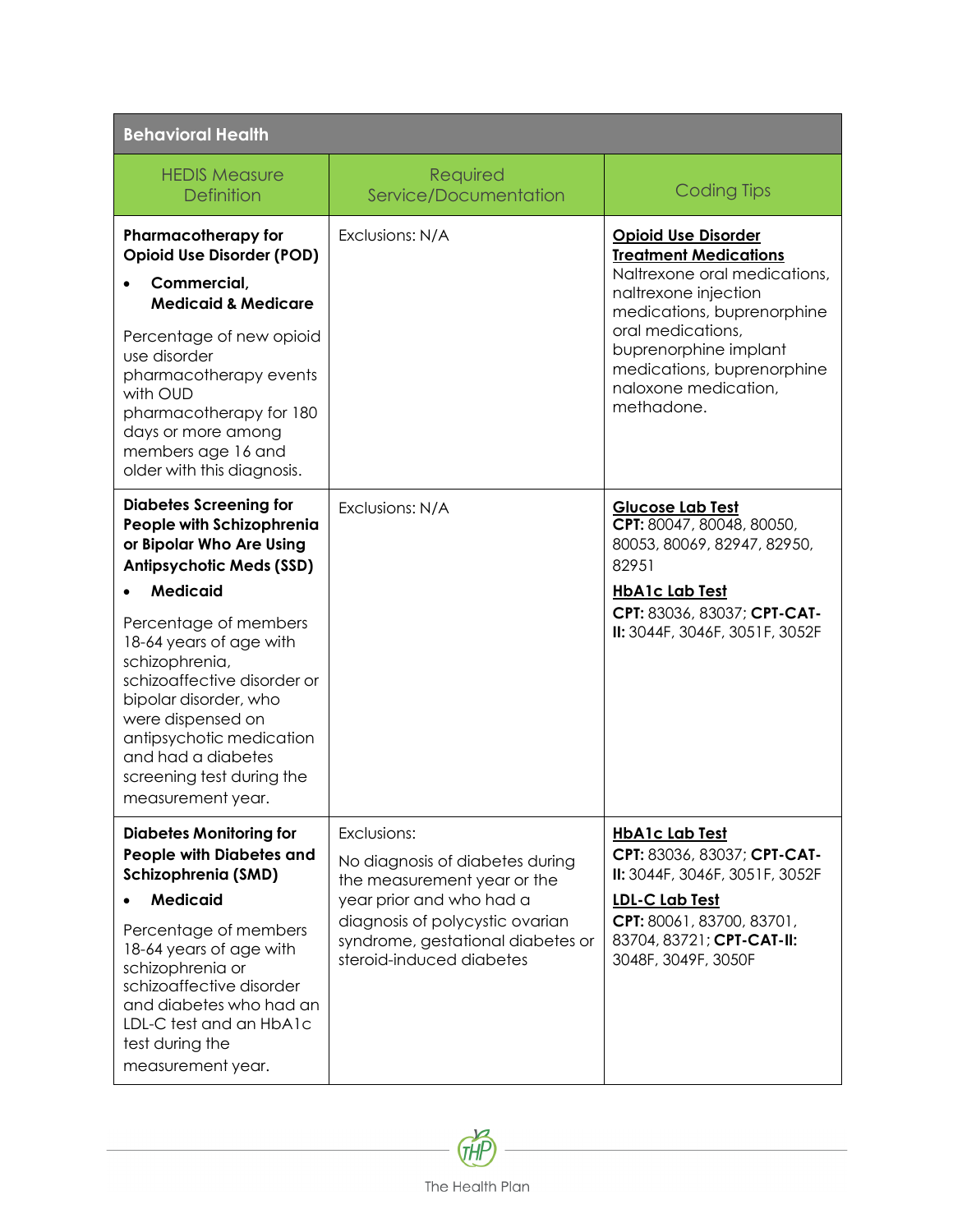| Behavioral Health | | |
|---|---|---|
| HEDIS Measure Definition | Required Service/Documentation | Coding Tips |
| **Pharmacotherapy for Opioid Use Disorder (POD)**<br>• **Commercial, Medicaid & Medicare**<br>Percentage of new opioid use disorder pharmacotherapy events with OUD pharmacotherapy for 180 days or more among members age 16 and older with this diagnosis. | Exclusions: N/A | **Opioid Use Disorder Treatment Medications**<br>Naltrexone oral medications, naltrexone injection medications, buprenorphine oral medications, buprenorphine implant medications, buprenorphine naloxone medication, methadone. |
| **Diabetes Screening for People with Schizophrenia or Bipolar Who Are Using Antipsychotic Meds (SSD)**<br>• **Medicaid**<br>Percentage of members 18-64 years of age with schizophrenia, schizoaffective disorder or bipolar disorder, who were dispensed on antipsychotic medication and had a diabetes screening test during the measurement year. | Exclusions: N/A | **Glucose Lab Test**<br>**CPT:** 80047, 80048, 80050, 80053, 80069, 82947, 82950, 82951<br>**HbA1c Lab Test**<br>**CPT:** 83036, 83037; **CPT-CAT-II:** 3044F, 3046F, 3051F, 3052F |
| **Diabetes Monitoring for People with Diabetes and Schizophrenia (SMD)**<br>• **Medicaid**<br>Percentage of members 18-64 years of age with schizophrenia or schizoaffective disorder and diabetes who had an LDL-C test and an HbA1c test during the measurement year. | Exclusions:<br>No diagnosis of diabetes during the measurement year or the year prior and who had a diagnosis of polycystic ovarian syndrome, gestational diabetes or steroid-induced diabetes | **HbA1c Lab Test**<br>**CPT:** 83036, 83037; **CPT-CAT-II:** 3044F, 3046F, 3051F, 3052F<br>**LDL-C Lab Test**<br>**CPT:** 80061, 83700, 83701, 83704, 83721; **CPT-CAT-II:** 3048F, 3049F, 3050F |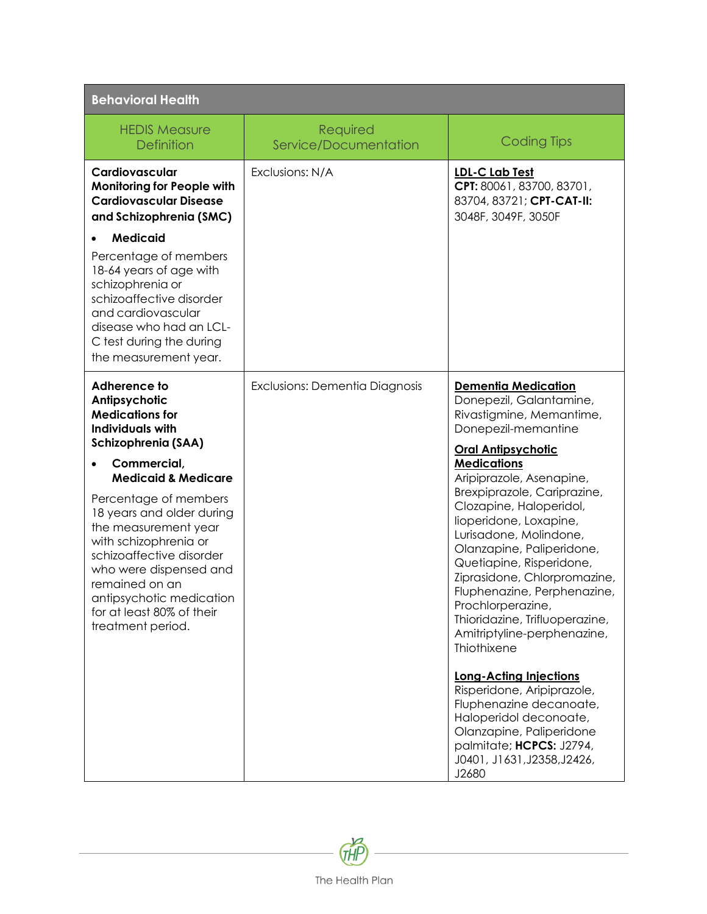| Behavioral Health | | |
|---|---|---|
| **HEDIS Measure Definition** | **Required Service/Documentation** | **Coding Tips** |
| **Cardiovascular Monitoring for People with Cardiovascular Disease and Schizophrenia (SMC)**<br><br>• **Medicaid**<br><br>Percentage of members 18-64 years of age with schizophrenia or schizoaffective disorder and cardiovascular disease who had an LCL-C test during the during the measurement year. | Exclusions: N/A | **LDL-C Lab Test**<br>**CPT:** 80061, 83700, 83701, 83704, 83721; **CPT-CAT-II:** 3048F, 3049F, 3050F |
| **Adherence to Antipsychotic Medications for Individuals with Schizophrenia (SAA)**<br><br>• **Commercial, Medicaid & Medicare**<br><br>Percentage of members 18 years and older during the measurement year with schizophrenia or schizoaffective disorder who were dispensed and remained on an antipsychotic medication for at least 80% of their treatment period. | Exclusions: Dementia Diagnosis | **Dementia Medication**<br>Donepezil, Galantamine, Rivastigmine, Memantime, Donepezil-memantine<br><br>**Oral Antipsychotic Medications**<br>Aripiprazole, Asenapine, Brexpiprazole, Cariprazine, Clozapine, Haloperidol, Iioperidone, Loxapine, Lurisadone, Molindone, Olanzapine, Paliperidone, Quetiapine, Risperidone, Ziprasidone, Chlorpromazine, Fluphenazine, Perphenazine, Prochlorperazine, Thioridazine, Trifluoperazine, Amitriptyline-perphenazine, Thiothixene<br><br>**Long-Acting Injections**<br>Risperidone, Aripiprazole, Fluphenazine decanoate, Haloperidol deconoate, Olanzapine, Paliperidone palmitate; **HCPCS:** J2794, J0401, J1631,J2358,J2426, J2680 |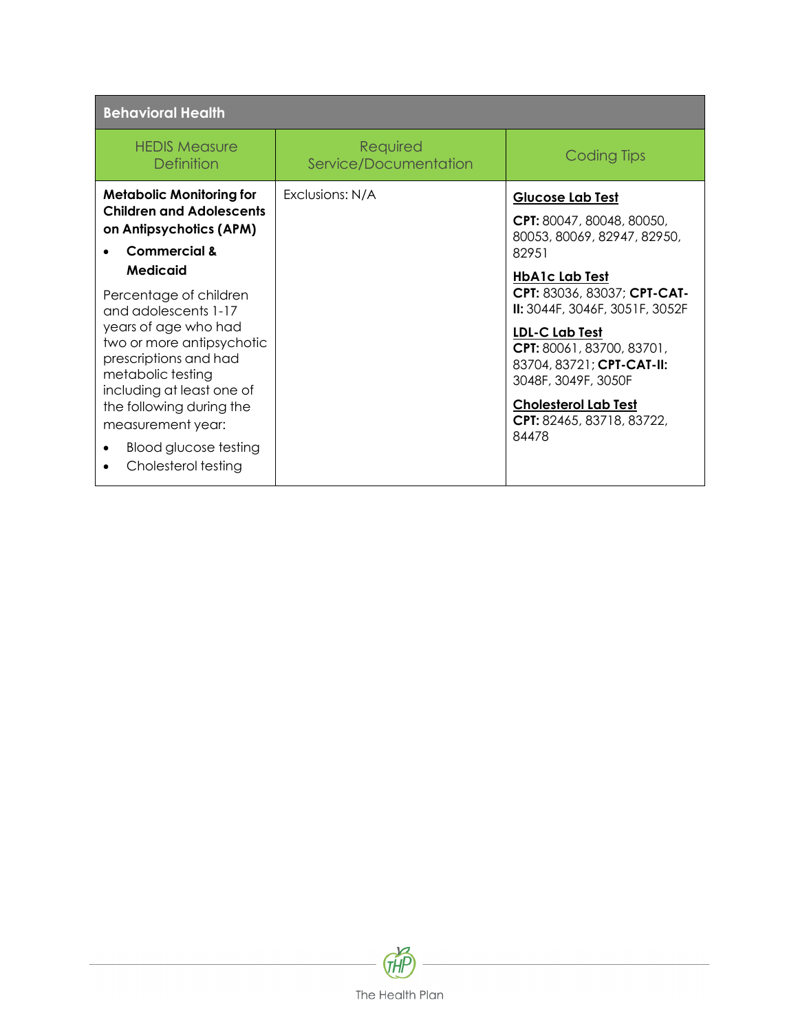## Behavioral Health

| HEDIS Measure Definition | Required Service/Documentation | Coding Tips |
| --- | --- | --- |
| **Metabolic Monitoring for Children and Adolescents on Antipsychotics (APM)**<br>• **Commercial & Medicaid**<br>Percentage of children and adolescents 1-17 years of age who had two or more antipsychotic prescriptions and had metabolic testing including at least one of the following during the measurement year:<br>• Blood glucose testing<br>• Cholesterol testing | Exclusions: N/A | **Glucose Lab Test**<br>**CPT:** 80047, 80048, 80050, 80053, 80069, 82947, 82950, 82951<br>**HbA1c Lab Test**<br>**CPT:** 83036, 83037; **CPT-CAT-II:** 3044F, 3046F, 3051F, 3052F<br>**LDL-C Lab Test**<br>**CPT:** 80061, 83700, 83701, 83704, 83721; **CPT-CAT-II:** 3048F, 3049F, 3050F<br>**Cholesterol Lab Test**<br>**CPT:** 82465, 83718, 83722, 84478 |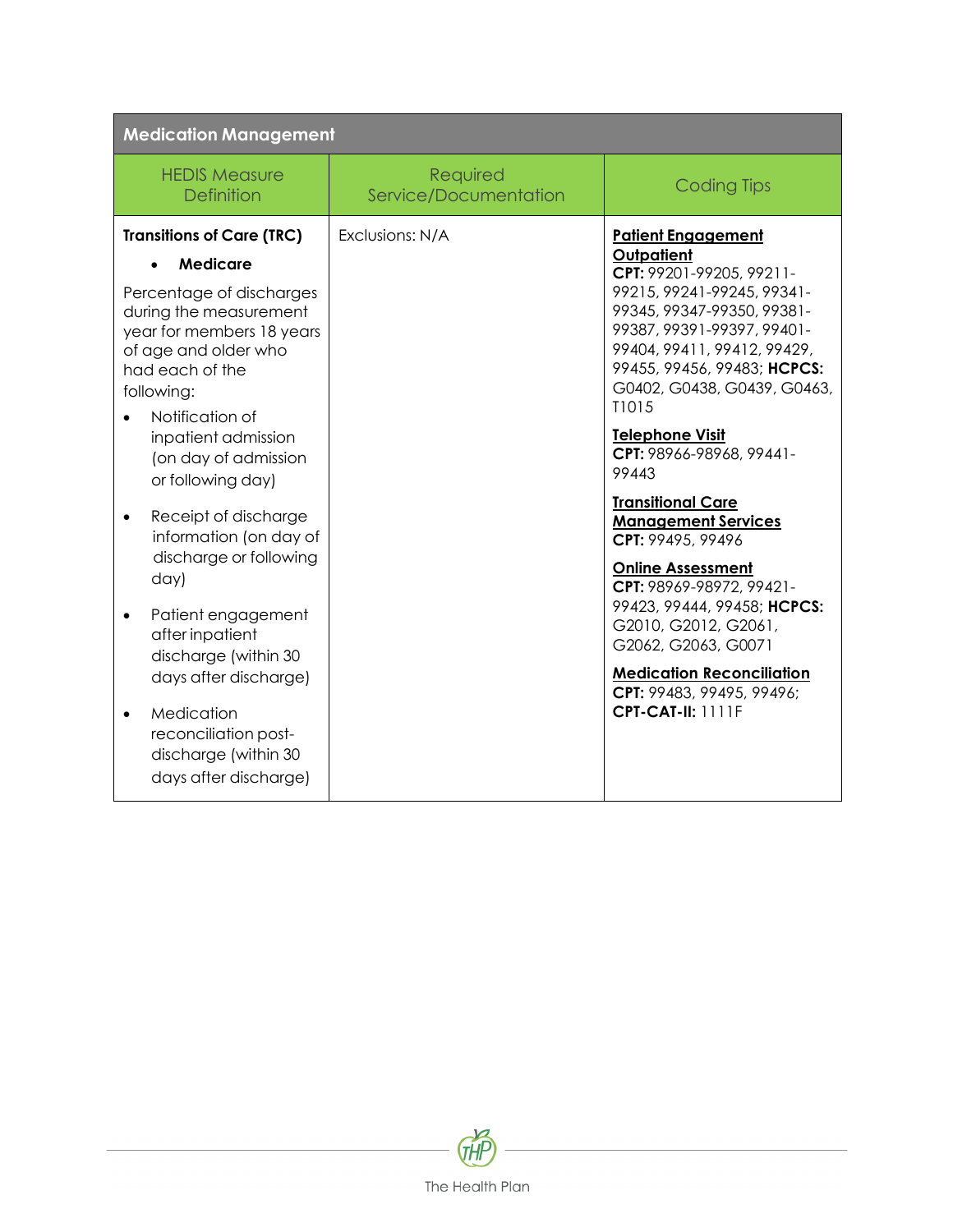| Medication Management | | |
|---|---|---|
| HEDIS Measure Definition | Required Service/Documentation | Coding Tips |
| **Transitions of Care (TRC)**<br>• **Medicare**<br>Percentage of discharges during the measurement year for members 18 years of age and older who had each of the following:<br>• Notification of inpatient admission (on day of admission or following day)<br>• Receipt of discharge information (on day of discharge or following day)<br>• Patient engagement after inpatient discharge (within 30 days after discharge)<br>• Medication reconciliation post-discharge (within 30 days after discharge) | Exclusions: N/A | **Patient Engagement Outpatient**<br>**CPT:** 99201-99205, 99211-99215, 99241-99245, 99341-99345, 99347-99350, 99381-99387, 99391-99397, 99401-99404, 99411, 99412, 99429, 99455, 99456, 99483; **HCPCS:** G0402, G0438, G0439, G0463, T1015<br>**Telephone Visit**<br>**CPT:** 98966-98968, 99441-99443<br>**Transitional Care Management Services**<br>**CPT:** 99495, 99496<br>**Online Assessment**<br>**CPT:** 98969-98972, 99421-99423, 99444, 99458; **HCPCS:** G2010, G2012, G2061, G2062, G2063, G0071<br>**Medication Reconciliation**<br>**CPT:** 99483, 99495, 99496; **CPT-CAT-II:** 1111F |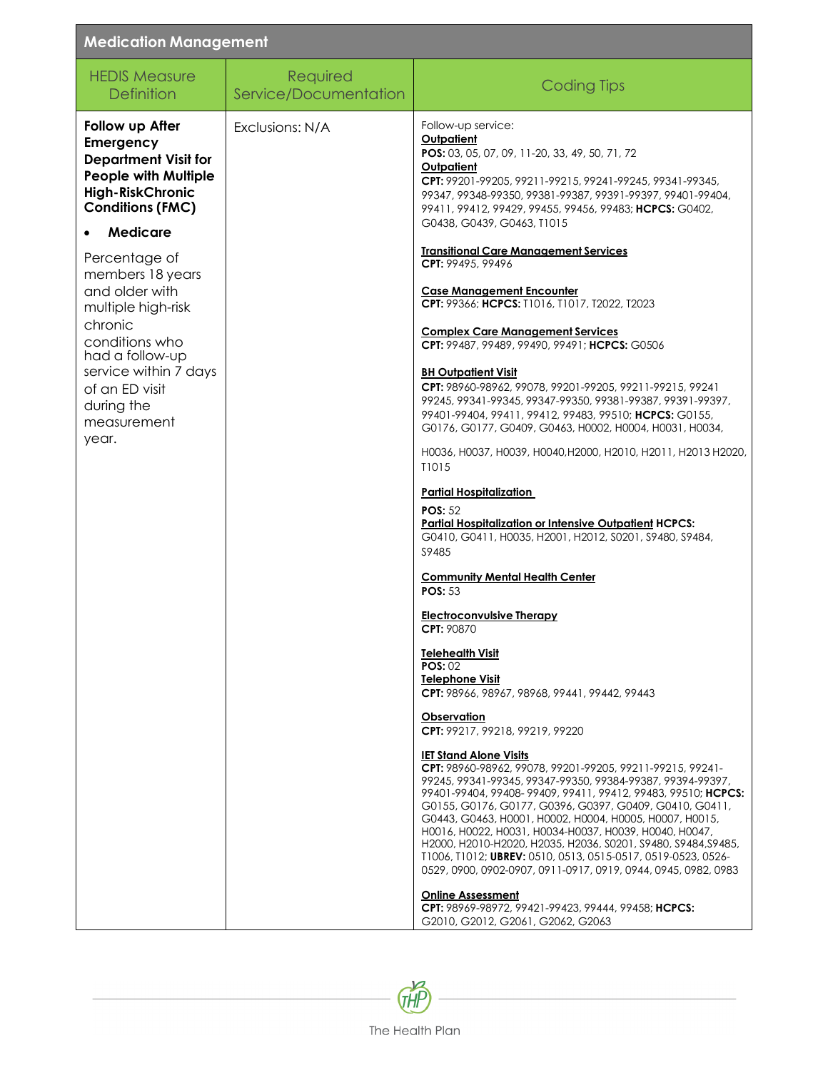| Medication Management | | |
|---|---|---|
| **HEDIS Measure Definition** | **Required Service/Documentation** | **Coding Tips** |
| **Follow up After Emergency Department Visit for People with Multiple High-RiskChronic Conditions (FMC)**<br><br>• **Medicare**<br><br>Percentage of members 18 years and older with multiple high-risk chronic conditions who had a follow-up service within 7 days of an ED visit during the measurement year. | Exclusions: N/A | Follow-up service:<br>**Outpatient**<br>**POS:** 03, 05, 07, 09, 11-20, 33, 49, 50, 71, 72<br>**Outpatient**<br>**CPT:** 99201-99205, 99211-99215, 99241-99245, 99341-99345, 99347, 99348-99350, 99381-99387, 99391-99397, 99401-99404, 99411, 99412, 99429, 99455, 99456, 99483; **HCPCS:** G0402, G0438, G0439, G0463, T1015<br><br>**Transitional Care Management Services**<br>**CPT:** 99495, 99496<br><br>**Case Management Encounter**<br>**CPT:** 99366; **HCPCS:** T1016, T1017, T2022, T2023<br><br>**Complex Care Management Services**<br>**CPT:** 99487, 99489, 99490, 99491; **HCPCS:** G0506<br><br>**BH Outpatient Visit**<br>**CPT:** 98960-98962, 99078, 99201-99205, 99211-99215, 99241 99245, 99341-99345, 99347-99350, 99381-99387, 99391-99397, 99401-99404, 99411, 99412, 99483, 99510; **HCPCS:** G0155, G0176, G0177, G0409, G0463, H0002, H0004, H0031, H0034,<br><br>H0036, H0037, H0039, H0040,H2000, H2010, H2011, H2013 H2020, T1015<br><br>**Partial Hospitalization**<br>**POS:** 52<br>**Partial Hospitalization or Intensive Outpatient HCPCS:** G0410, G0411, H0035, H2001, H2012, S0201, S9480, S9484, S9485<br><br>**Community Mental Health Center**<br>**POS:** 53<br><br>**Electroconvulsive Therapy**<br>**CPT:** 90870<br><br>**Telehealth Visit**<br>**POS:** 02<br>**Telephone Visit**<br>**CPT:** 98966, 98967, 98968, 99441, 99442, 99443<br><br>**Observation**<br>**CPT:** 99217, 99218, 99219, 99220<br><br>**IET Stand Alone Visits**<br>**CPT:** 98960-98962, 99078, 99201-99205, 99211-99215, 99241-99245, 99341-99345, 99347-99350, 99384-99387, 99394-99397, 99401-99404, 99408- 99409, 99411, 99412, 99483, 99510; **HCPCS:** G0155, G0176, G0177, G0396, G0397, G0409, G0410, G0411, G0443, G0463, H0001, H0002, H0004, H0005, H0007, H0015, H0016, H0022, H0031, H0034-H0037, H0039, H0040, H0047, H2000, H2010-H2020, H2035, H2036, S0201, S9480, S9484,S9485, T1006, T1012; **UBREV:** 0510, 0513, 0515-0517, 0519-0523, 0526-0529, 0900, 0902-0907, 0911-0917, 0919, 0944, 0945, 0982, 0983<br><br>**Online Assessment**<br>**CPT:** 98969-98972, 99421-99423, 99444, 99458; **HCPCS:** G2010, G2012, G2061, G2062, G2063 |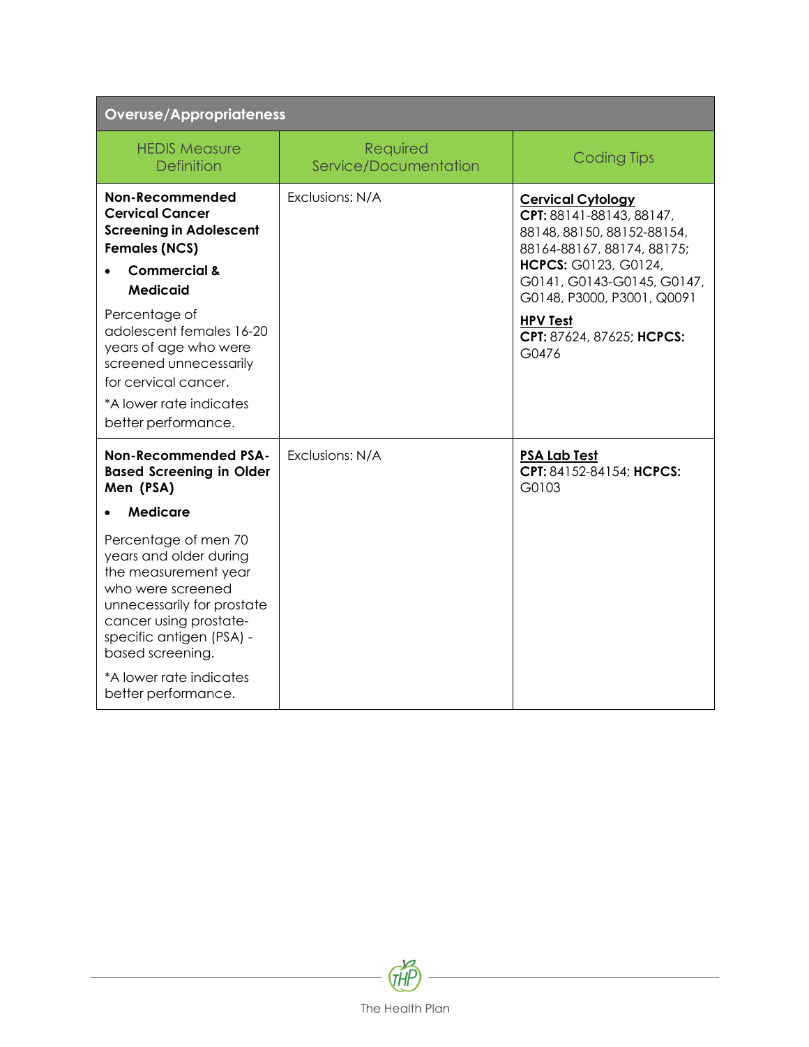| Overuse/Appropriateness | | |
|---|---|---|
| **HEDIS Measure Definition** | **Required Service/Documentation** | **Coding Tips** |
| **Non-Recommended Cervical Cancer Screening in Adolescent Females (NCS)**<br>• **Commercial & Medicaid**<br><br>Percentage of adolescent females 16-20 years of age who were screened unnecessarily for cervical cancer.<br><br>*A lower rate indicates better performance. | Exclusions: N/A | **Cervical Cytology**<br>**CPT:** 88141-88143, 88147, 88148, 88150, 88152-88154, 88164-88167, 88174, 88175; **HCPCS:** G0123, G0124, G0141, G0143-G0145, G0147, G0148, P3000, P3001, Q0091<br><br>**HPV Test**<br>**CPT:** 87624, 87625; **HCPCS:** G0476 |
| **Non-Recommended PSA-Based Screening in Older Men (PSA)**<br>• **Medicare**<br><br>Percentage of men 70 years and older during the measurement year who were screened unnecessarily for prostate cancer using prostate-specific antigen (PSA) -based screening.<br><br>*A lower rate indicates better performance. | Exclusions: N/A | **PSA Lab Test**<br>**CPT:** 84152-84154; **HCPCS:** G0103 |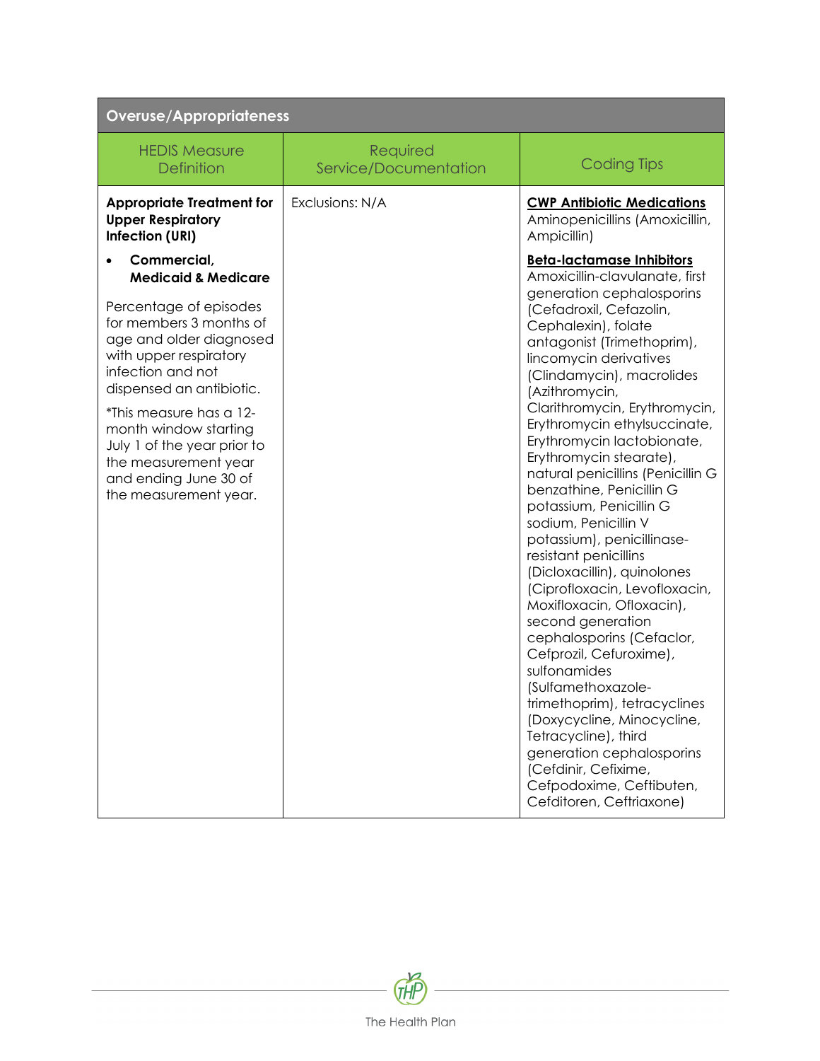| Overuse/Appropriateness | | |
|---|---|---|
| HEDIS Measure Definition | Required Service/Documentation | Coding Tips |
| **Appropriate Treatment for Upper Respiratory Infection (URI)**<br><br>• **Commercial, Medicaid & Medicare**<br><br>Percentage of episodes for members 3 months of age and older diagnosed with upper respiratory infection and not dispensed an antibiotic.<br><br>*This measure has a 12-month window starting July 1 of the year prior to the measurement year and ending June 30 of the measurement year. | Exclusions: N/A | **CWP Antibiotic Medications**<br>Aminopenicillins (Amoxicillin, Ampicillin)<br><br>**Beta-lactamase Inhibitors**<br>Amoxicillin-clavulanate, first generation cephalosporins (Cefadroxil, Cefazolin, Cephalexin), folate antagonist (Trimethoprim), lincomycin derivatives (Clindamycin), macrolides (Azithromycin, Clarithromycin, Erythromycin, Erythromycin ethylsuccinate, Erythromycin lactobionate, Erythromycin stearate), natural penicillins (Penicillin G benzathine, Penicillin G potassium, Penicillin G sodium, Penicillin V potassium), penicillinase-resistant penicillins (Dicloxacillin), quinolones (Ciprofloxacin, Levofloxacin, Moxifloxacin, Ofloxacin), second generation cephalosporins (Cefaclor, Cefprozil, Cefuroxime), sulfonamides (Sulfamethoxazole-trimethoprim), tetracyclines (Doxycycline, Minocycline, Tetracycline), third generation cephalosporins (Cefdinir, Cefixime, Cefpodoxime, Ceftibuten, Cefditoren, Ceftriaxone) |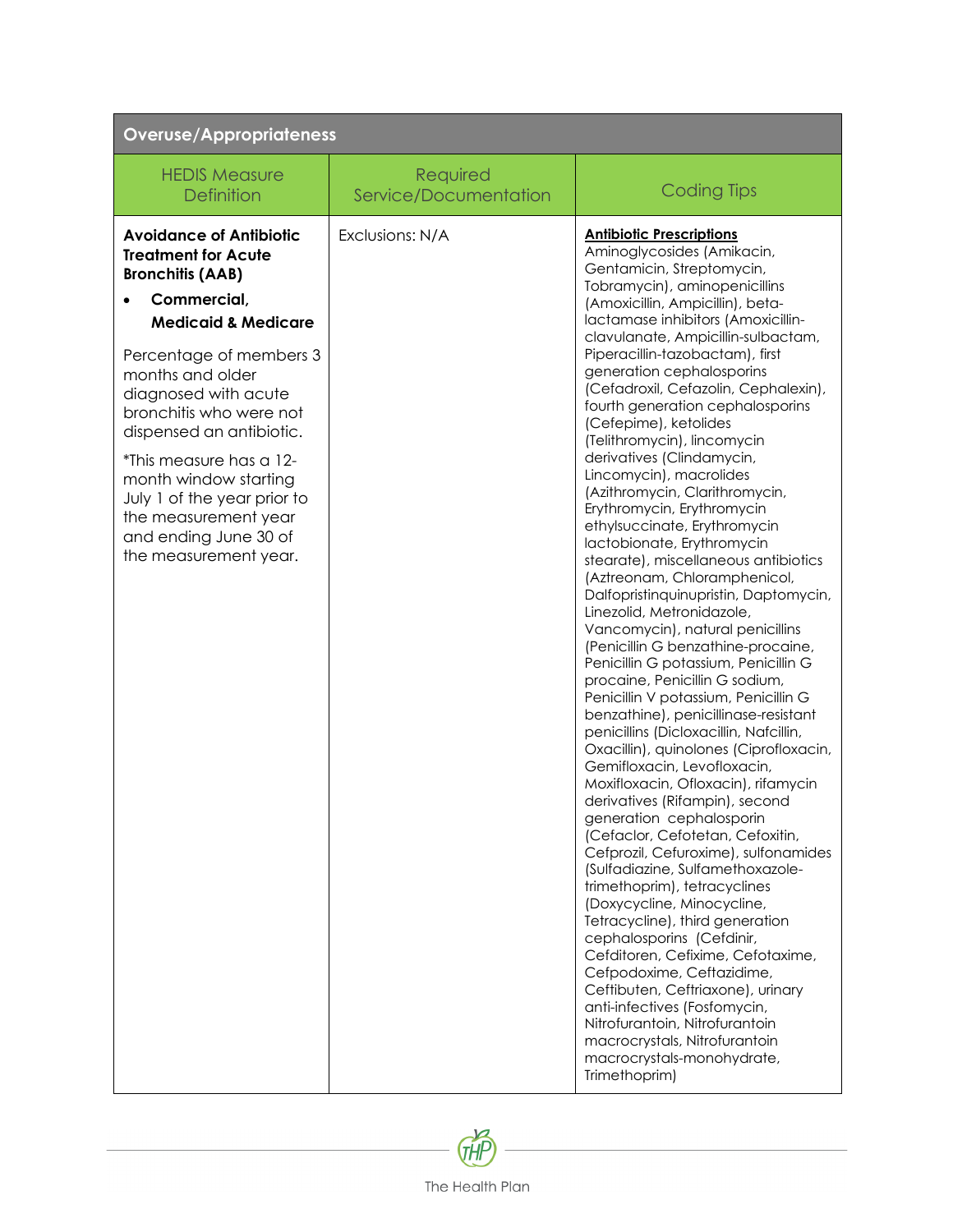| Overuse/Appropriateness | | |
|---|---|---|
| HEDIS Measure Definition | Required Service/Documentation | Coding Tips |
| **Avoidance of Antibiotic Treatment for Acute Bronchitis (AAB)**<br>• **Commercial, Medicaid & Medicare**<br><br>Percentage of members 3 months and older diagnosed with acute bronchitis who were not dispensed an antibiotic.<br><br>*This measure has a 12-month window starting July 1 of the year prior to the measurement year and ending June 30 of the measurement year. | Exclusions: N/A | **Antibiotic Prescriptions**<br>Aminoglycosides (Amikacin, Gentamicin, Streptomycin, Tobramycin), aminopenicillins (Amoxicillin, Ampicillin), beta-lactamase inhibitors (Amoxicillin-clavulanate, Ampicillin-sulbactam, Piperacillin-tazobactam), first generation cephalosporins (Cefadroxil, Cefazolin, Cephalexin), fourth generation cephalosporins (Cefepime), ketolides (Telithromycin), lincomycin derivatives (Clindamycin, Lincomycin), macrolides (Azithromycin, Clarithromycin, Erythromycin, Erythromycin ethylsuccinate, Erythromycin lactobionate, Erythromycin stearate), miscellaneous antibiotics (Aztreonam, Chloramphenicol, Dalfopristinquinupristin, Daptomycin, Linezolid, Metronidazole, Vancomycin), natural penicillins (Penicillin G benzathine-procaine, Penicillin G potassium, Penicillin G procaine, Penicillin G sodium, Penicillin V potassium, Penicillin G benzathine), penicillinase-resistant penicillins (Dicloxacillin, Nafcillin, Oxacillin), quinolones (Ciprofloxacin, Gemifloxacin, Levofloxacin, Moxifloxacin, Ofloxacin), rifamycin derivatives (Rifampin), second generation cephalosporin (Cefaclor, Cefotetan, Cefoxitin, Cefprozil, Cefuroxime), sulfonamides (Sulfadiazine, Sulfamethoxazole-trimethoprim), tetracyclines (Doxycycline, Minocycline, Tetracycline), third generation cephalosporins (Cefdinir, Cefditoren, Cefixime, Cefotaxime, Cefpodoxime, Ceftazidime, Ceftibuten, Ceftriaxone), urinary anti-infectives (Fosfomycin, Nitrofurantoin, Nitrofurantoin macrocrystals, Nitrofurantoin macrocrystals-monohydrate, Trimethoprim) |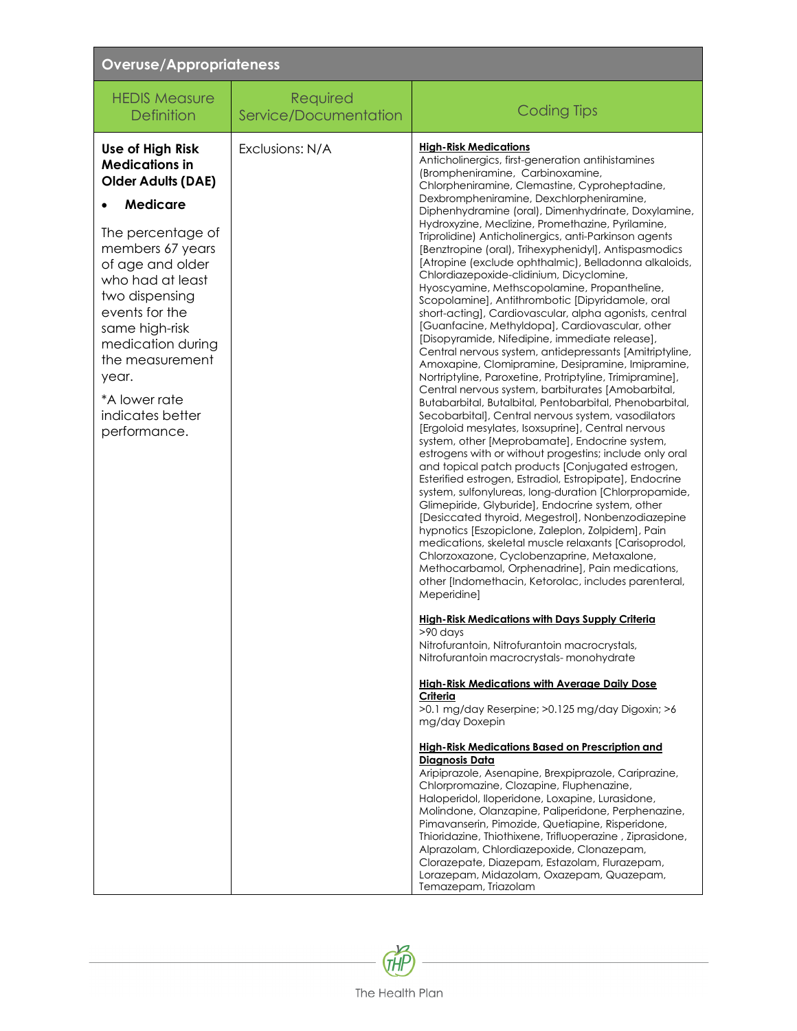| Overuse/Appropriateness | | |
|---|---|---|
| HEDIS Measure Definition | Required Service/Documentation | Coding Tips |
| **Use of High Risk Medications in Older Adults (DAE)**<br><br>• **Medicare**<br><br>The percentage of members 67 years of age and older who had at least two dispensing events for the same high-risk medication during the measurement year.<br><br>*A lower rate indicates better performance. | Exclusions: N/A | **High-Risk Medications**<br>Anticholinergics, first-generation antihistamines (Brompheniramine, Carbinoxamine, Chlorpheniramine, Clemastine, Cyproheptadine, Dexbrompheniramine, Dexchlorpheniramine, Diphenhydramine (oral), Dimenhydrinate, Doxylamine, Hydroxyzine, Meclizine, Promethazine, Pyrilamine, Triprolidine) Anticholinergics, anti-Parkinson agents [Benztropine (oral), Trihexyphenidyl], Antispasmodics [Atropine (exclude ophthalmic), Belladonna alkaloids, Chlordiazepoxide-clidinium, Dicyclomine, Hyoscyamine, Methscopolamine, Propantheline, Scopolamine], Antithrombotic [Dipyridamole, oral short-acting], Cardiovascular, alpha agonists, central [Guanfacine, Methyldopa], Cardiovascular, other [Disopyramide, Nifedipine, immediate release], Central nervous system, antidepressants [Amitriptyline, Amoxapine, Clomipramine, Desipramine, Imipramine, Nortriptyline, Paroxetine, Protriptyline, Trimipramine], Central nervous system, barbiturates [Amobarbital, Butabarbital, Butalbital, Pentobarbital, Phenobarbital, Secobarbital], Central nervous system, vasodilators [Ergoloid mesylates, Isoxsuprine], Central nervous system, other [Meprobamate], Endocrine system, estrogens with or without progestins; include only oral and topical patch products [Conjugated estrogen, Esterified estrogen, Estradiol, Estropipate], Endocrine system, sulfonylureas, long-duration [Chlorpropamide, Glimepiride, Glyburide], Endocrine system, other [Desiccated thyroid, Megestrol], Nonbenzodiazepine hypnotics [Eszopiclone, Zaleplon, Zolpidem], Pain medications, skeletal muscle relaxants [Carisoprodol, Chlorzoxazone, Cyclobenzaprine, Metaxalone, Methocarbamol, Orphenadrine], Pain medications, other [Indomethacin, Ketorolac, includes parenteral, Meperidine]<br><br>**High-Risk Medications with Days Supply Criteria**<br>>90 days<br>Nitrofurantoin, Nitrofurantoin macrocrystals, Nitrofurantoin macrocrystals- monohydrate<br><br>**High-Risk Medications with Average Daily Dose Criteria**<br>>0.1 mg/day Reserpine; >0.125 mg/day Digoxin; >6 mg/day Doxepin<br><br>**High-Risk Medications Based on Prescription and Diagnosis Data**<br>Aripiprazole, Asenapine, Brexpiprazole, Cariprazine, Chlorpromazine, Clozapine, Fluphenazine, Haloperidol, Iloperidone, Loxapine, Lurasidone, Molindone, Olanzapine, Paliperidone, Perphenazine, Pimavanserin, Pimozide, Quetiapine, Risperidone, Thioridazine, Thiothixene, Trifluoperazine , Ziprasidone, Alprazolam, Chlordiazepoxide, Clonazepam, Clorazepate, Diazepam, Estazolam, Flurazepam, Lorazepam, Midazolam, Oxazepam, Quazepam, Temazepam, Triazolam |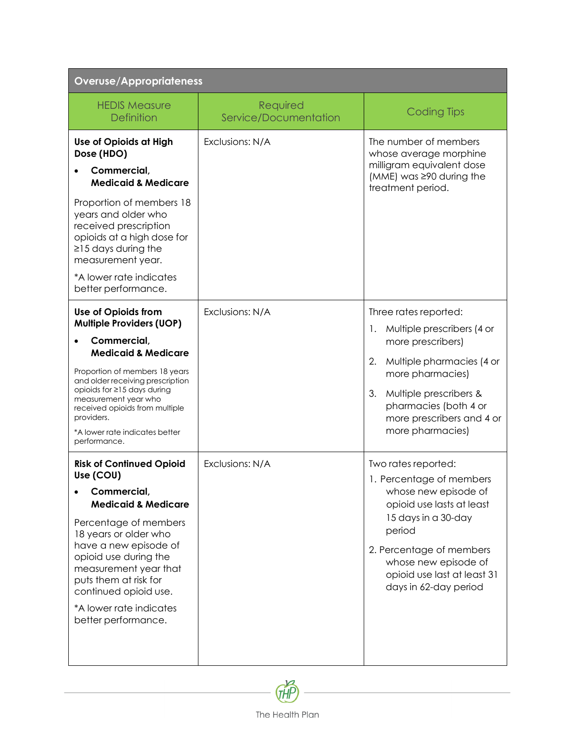| Overuse/Appropriateness | | |
|---|---|---|
| HEDIS Measure Definition | Required Service/Documentation | Coding Tips |
| **Use of Opioids at High Dose (HDO)**<br>• **Commercial, Medicaid & Medicare**<br>Proportion of members 18 years and older who received prescription opioids at a high dose for ≥15 days during the measurement year.<br>*A lower rate indicates better performance. | Exclusions: N/A | The number of members whose average morphine milligram equivalent dose (MME) was ≥90 during the treatment period. |
| **Use of Opioids from Multiple Providers (UOP)**<br>• **Commercial, Medicaid & Medicare**<br>Proportion of members 18 years and older receiving prescription opioids for ≥15 days during measurement year who received opioids from multiple providers.<br>*A lower rate indicates better performance. | Exclusions: N/A | Three rates reported:<br>1. Multiple prescribers (4 or more prescribers)<br>2. Multiple pharmacies (4 or more pharmacies)<br>3. Multiple prescribers & pharmacies (both 4 or more prescribers and 4 or more pharmacies) |
| **Risk of Continued Opioid Use (COU)**<br>• **Commercial, Medicaid & Medicare**<br>Percentage of members 18 years or older who have a new episode of opioid use during the measurement year that puts them at risk for continued opioid use.<br>*A lower rate indicates better performance. | Exclusions: N/A | Two rates reported:<br>1. Percentage of members whose new episode of opioid use lasts at least 15 days in a 30-day period<br>2. Percentage of members whose new episode of opioid use last at least 31 days in 62-day period |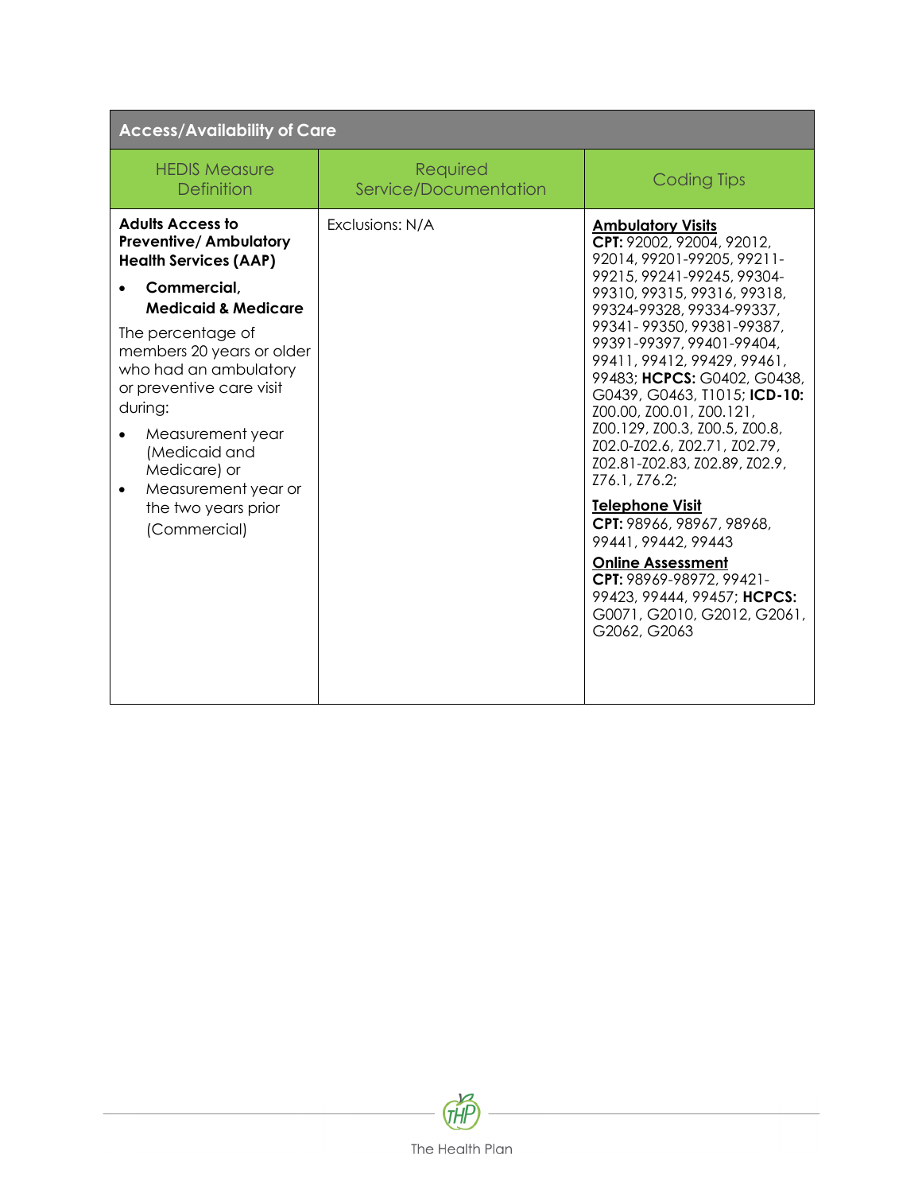| Access/Availability of Care | | |
|---|---|---|
| HEDIS Measure Definition | Required Service/Documentation | Coding Tips |
| **Adults Access to Preventive/ Ambulatory Health Services (AAP)**<br>• **Commercial, Medicaid & Medicare**<br>The percentage of members 20 years or older who had an ambulatory or preventive care visit during:<br>• Measurement year (Medicaid and Medicare) or<br>• Measurement year or the two years prior (Commercial) | Exclusions: N/A | **Ambulatory Visits**<br>**CPT:** 92002, 92004, 92012, 92014, 99201-99205, 99211-99215, 99241-99245, 99304-99310, 99315, 99316, 99318, 99324-99328, 99334-99337, 99341- 99350, 99381-99387, 99391-99397, 99401-99404, 99411, 99412, 99429, 99461, 99483; **HCPCS:** G0402, G0438, G0439, G0463, T1015; **ICD-10:** Z00.00, Z00.01, Z00.121, Z00.129, Z00.3, Z00.5, Z00.8, Z02.0-Z02.6, Z02.71, Z02.79, Z02.81-Z02.83, Z02.89, Z02.9, Z76.1, Z76.2;<br>**Telephone Visit**<br>**CPT:** 98966, 98967, 98968, 99441, 99442, 99443<br>**Online Assessment**<br>**CPT:** 98969-98972, 99421-99423, 99444, 99457; **HCPCS:** G0071, G2010, G2012, G2061, G2062, G2063 |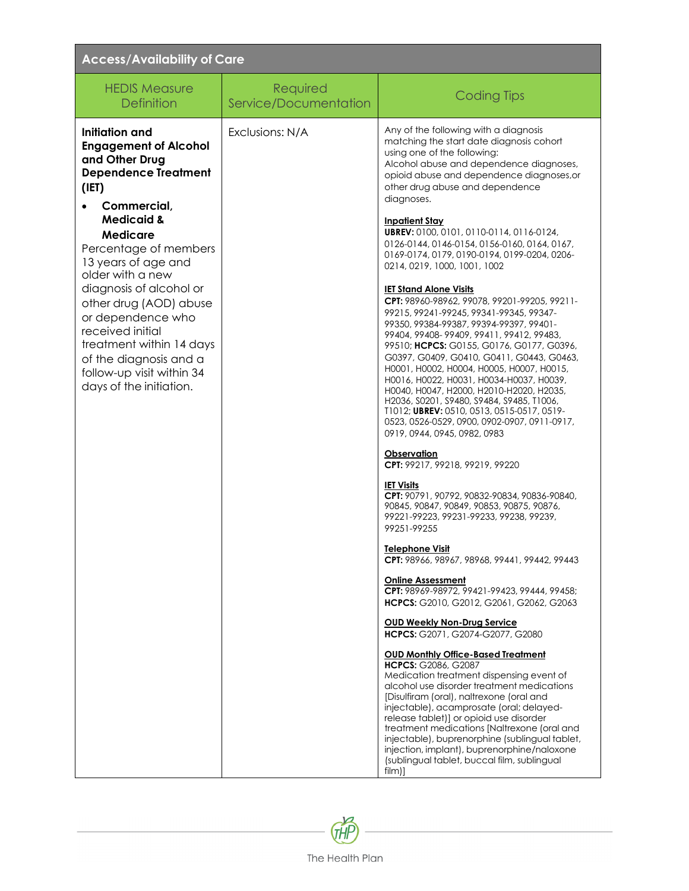| Access/Availability of Care | | |
|---|---|---|
| HEDIS Measure Definition | Required Service/Documentation | Coding Tips |
| **Initiation and Engagement of Alcohol and Other Drug Dependence Treatment (IET)**<br><br>• **Commercial, Medicaid & Medicare**<br><br>Percentage of members 13 years of age and older with a new diagnosis of alcohol or other drug (AOD) abuse or dependence who received initial treatment within 14 days of the diagnosis and a follow-up visit within 34 days of the initiation. | Exclusions: N/A | Any of the following with a diagnosis matching the start date diagnosis cohort using one of the following:<br>Alcohol abuse and dependence diagnoses, opioid abuse and dependence diagnoses,or other drug abuse and dependence diagnoses.<br><br>**Inpatient Stay**<br>**UBREV:** 0100, 0101, 0110-0114, 0116-0124, 0126-0144, 0146-0154, 0156-0160, 0164, 0167, 0169-0174, 0179, 0190-0194, 0199-0204, 0206-0214, 0219, 1000, 1001, 1002<br><br>**IET Stand Alone Visits**<br>**CPT:** 98960-98962, 99078, 99201-99205, 99211-99215, 99241-99245, 99341-99345, 99347-99350, 99384-99387, 99394-99397, 99401-99404, 99408- 99409, 99411, 99412, 99483, 99510; **HCPCS:** G0155, G0176, G0177, G0396, G0397, G0409, G0410, G0411, G0443, G0463, H0001, H0002, H0004, H0005, H0007, H0015, H0016, H0022, H0031, H0034-H0037, H0039, H0040, H0047, H2000, H2010-H2020, H2035, H2036, S0201, S9480, S9484, S9485, T1006, T1012; **UBREV:** 0510, 0513, 0515-0517, 0519-0523, 0526-0529, 0900, 0902-0907, 0911-0917, 0919, 0944, 0945, 0982, 0983<br><br>**Observation**<br>**CPT:** 99217, 99218, 99219, 99220<br><br>**IET Visits**<br>**CPT:** 90791, 90792, 90832-90834, 90836-90840, 90845, 90847, 90849, 90853, 90875, 90876, 99221-99223, 99231-99233, 99238, 99239, 99251-99255<br><br>**Telephone Visit**<br>**CPT:** 98966, 98967, 98968, 99441, 99442, 99443<br><br>**Online Assessment**<br>**CPT:** 98969-98972, 99421-99423, 99444, 99458; **HCPCS:** G2010, G2012, G2061, G2062, G2063<br><br>**OUD Weekly Non-Drug Service**<br>**HCPCS:** G2071, G2074-G2077, G2080<br><br>**OUD Monthly Office-Based Treatment**<br>**HCPCS:** G2086, G2087<br>Medication treatment dispensing event of alcohol use disorder treatment medications [Disulfiram (oral), naltrexone (oral and injectable), acamprosate (oral; delayed-release tablet)] or opioid use disorder treatment medications [Naltrexone (oral and injectable), buprenorphine (sublingual tablet, injection, implant), buprenorphine/naloxone (sublingual tablet, buccal film, sublingual film)] |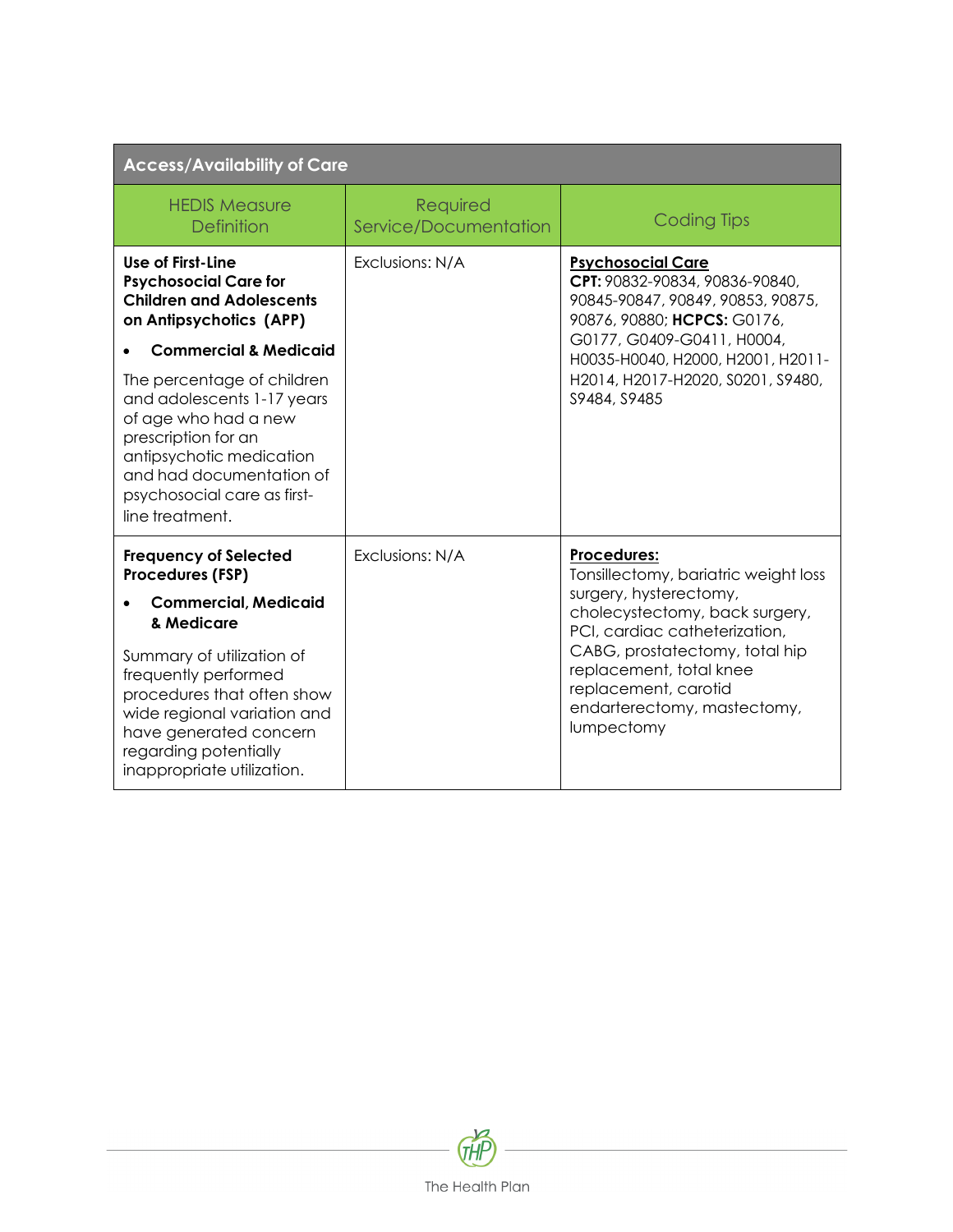| Access/Availability of Care | | |
|---|---|---|
| HEDIS Measure Definition | Required Service/Documentation | Coding Tips |
| **Use of First-Line Psychosocial Care for Children and Adolescents on Antipsychotics (APP)**<br>• **Commercial & Medicaid**<br>The percentage of children and adolescents 1-17 years of age who had a new prescription for an antipsychotic medication and had documentation of psychosocial care as first-line treatment. | Exclusions: N/A | **Psychosocial Care**<br>**CPT:** 90832-90834, 90836-90840, 90845-90847, 90849, 90853, 90875, 90876, 90880; **HCPCS:** G0176, G0177, G0409-G0411, H0004, H0035-H0040, H2000, H2001, H2011-H2014, H2017-H2020, S0201, S9480, S9484, S9485 |
| **Frequency of Selected Procedures (FSP)**<br>• **Commercial, Medicaid & Medicare**<br>Summary of utilization of frequently performed procedures that often show wide regional variation and have generated concern regarding potentially inappropriate utilization. | Exclusions: N/A | **Procedures:**<br>Tonsillectomy, bariatric weight loss surgery, hysterectomy, cholecystectomy, back surgery, PCI, cardiac catheterization, CABG, prostatectomy, total hip replacement, total knee replacement, carotid endarterectomy, mastectomy, lumpectomy |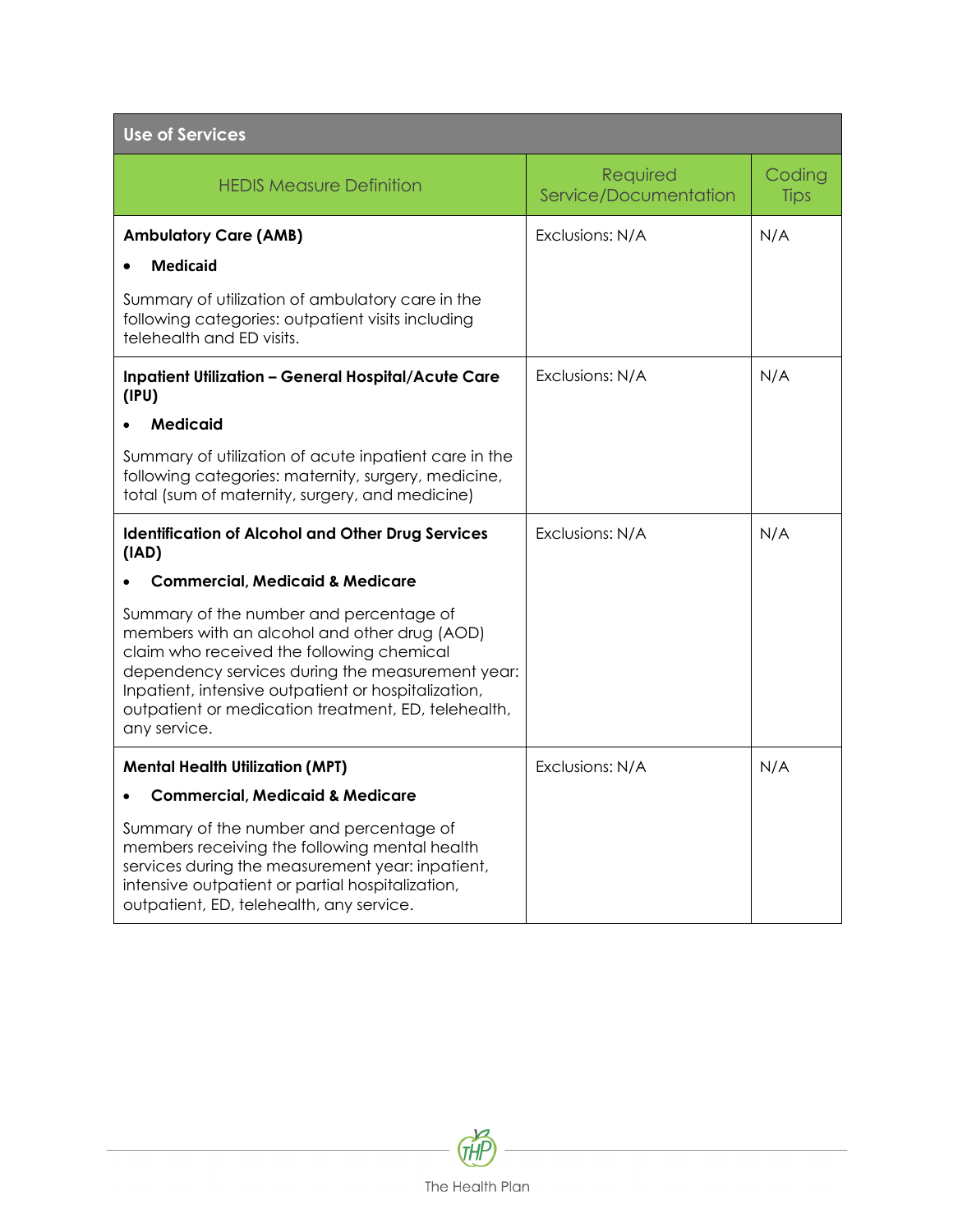| Use of Services | | |
|---|---|---|
| HEDIS Measure Definition | Required Service/Documentation | Coding Tips |
| **Ambulatory Care (AMB)**<br>• **Medicaid**<br>Summary of utilization of ambulatory care in the following categories: outpatient visits including telehealth and ED visits. | Exclusions: N/A | N/A |
| **Inpatient Utilization – General Hospital/Acute Care (IPU)**<br>• **Medicaid**<br>Summary of utilization of acute inpatient care in the following categories: maternity, surgery, medicine, total (sum of maternity, surgery, and medicine) | Exclusions: N/A | N/A |
| **Identification of Alcohol and Other Drug Services (IAD)**<br>• **Commercial, Medicaid & Medicare**<br>Summary of the number and percentage of members with an alcohol and other drug (AOD) claim who received the following chemical dependency services during the measurement year: Inpatient, intensive outpatient or hospitalization, outpatient or medication treatment, ED, telehealth, any service. | Exclusions: N/A | N/A |
| **Mental Health Utilization (MPT)**<br>• **Commercial, Medicaid & Medicare**<br>Summary of the number and percentage of members receiving the following mental health services during the measurement year: inpatient, intensive outpatient or partial hospitalization, outpatient, ED, telehealth, any service. | Exclusions: N/A | N/A |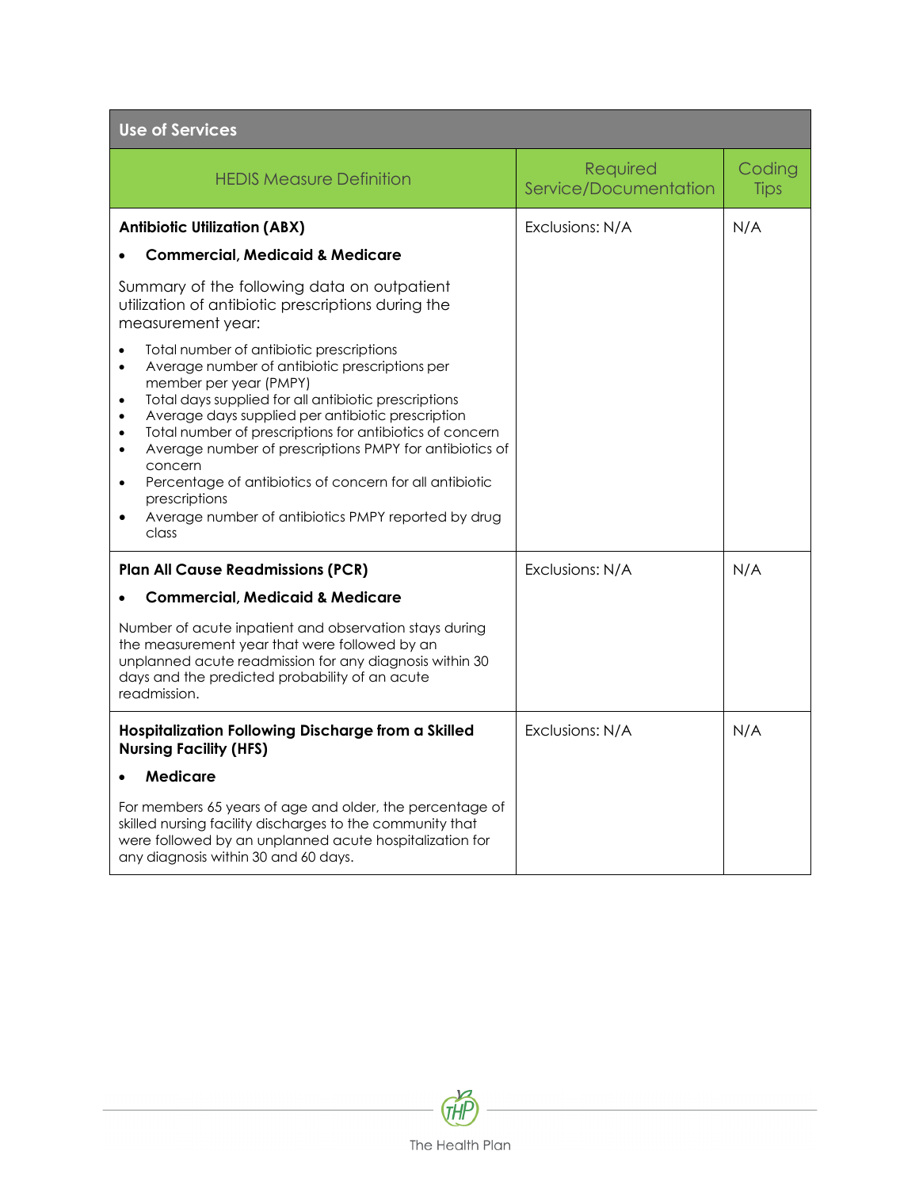| Use of Services | | |
|---|---|---|
| HEDIS Measure Definition | Required Service/Documentation | Coding Tips |
| **Antibiotic Utilization (ABX)**<br>• **Commercial, Medicaid & Medicare**<br>Summary of the following data on outpatient utilization of antibiotic prescriptions during the measurement year:<br>• Total number of antibiotic prescriptions<br>• Average number of antibiotic prescriptions per member per year (PMPY)<br>• Total days supplied for all antibiotic prescriptions<br>• Average days supplied per antibiotic prescription<br>• Total number of prescriptions for antibiotics of concern<br>• Average number of prescriptions PMPY for antibiotics of concern<br>• Percentage of antibiotics of concern for all antibiotic prescriptions<br>• Average number of antibiotics PMPY reported by drug class | Exclusions: N/A | N/A |
| **Plan All Cause Readmissions (PCR)**<br>• **Commercial, Medicaid & Medicare**<br>Number of acute inpatient and observation stays during the measurement year that were followed by an unplanned acute readmission for any diagnosis within 30 days and the predicted probability of an acute readmission. | Exclusions: N/A | N/A |
| **Hospitalization Following Discharge from a Skilled Nursing Facility (HFS)**<br>• **Medicare**<br>For members 65 years of age and older, the percentage of skilled nursing facility discharges to the community that were followed by an unplanned acute hospitalization for any diagnosis within 30 and 60 days. | Exclusions: N/A | N/A |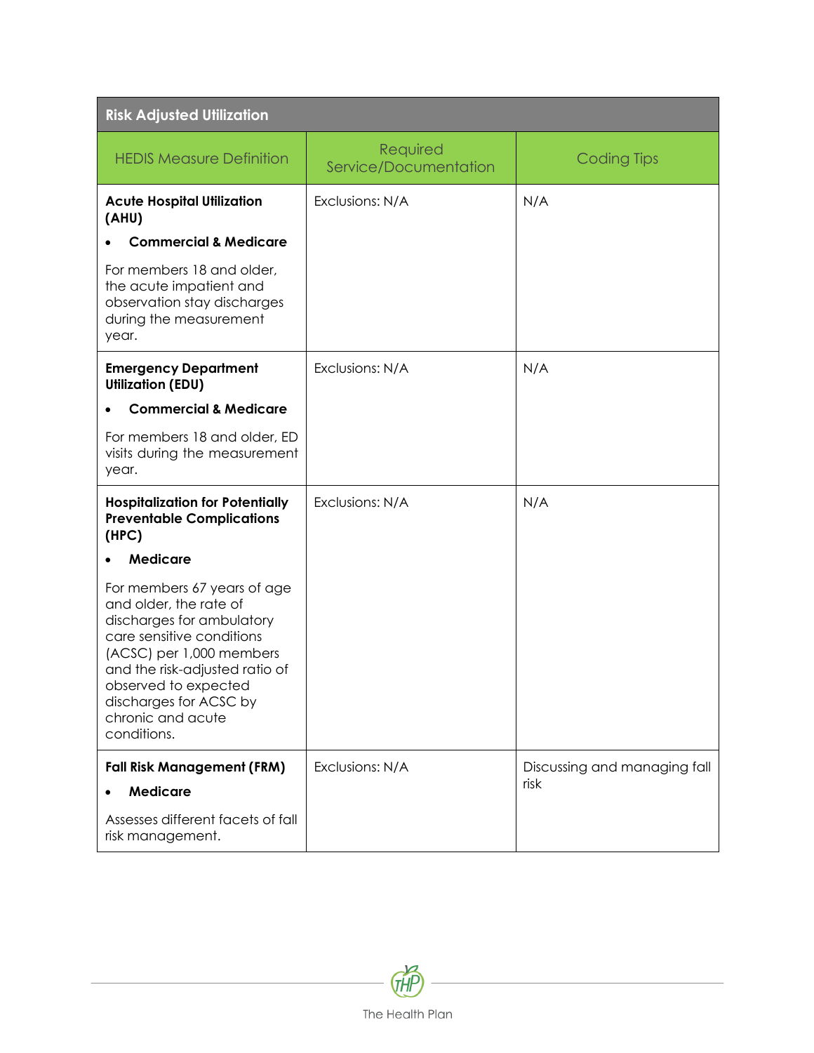| Risk Adjusted Utilization | | |
|---|---|---|
| HEDIS Measure Definition | Required Service/Documentation | Coding Tips |
| **Acute Hospital Utilization (AHU)**<br>• **Commercial & Medicare**<br>For members 18 and older, the acute inpatient and observation stay discharges during the measurement year. | Exclusions: N/A | N/A |
| **Emergency Department Utilization (EDU)**<br>• **Commercial & Medicare**<br>For members 18 and older, ED visits during the measurement year. | Exclusions: N/A | N/A |
| **Hospitalization for Potentially Preventable Complications (HPC)**<br>• **Medicare**<br>For members 67 years of age and older, the rate of discharges for ambulatory care sensitive conditions (ACSC) per 1,000 members and the risk-adjusted ratio of observed to expected discharges for ACSC by chronic and acute conditions. | Exclusions: N/A | N/A |
| **Fall Risk Management (FRM)**<br>• **Medicare**<br>Assesses different facets of fall risk management. | Exclusions: N/A | Discussing and managing fall risk |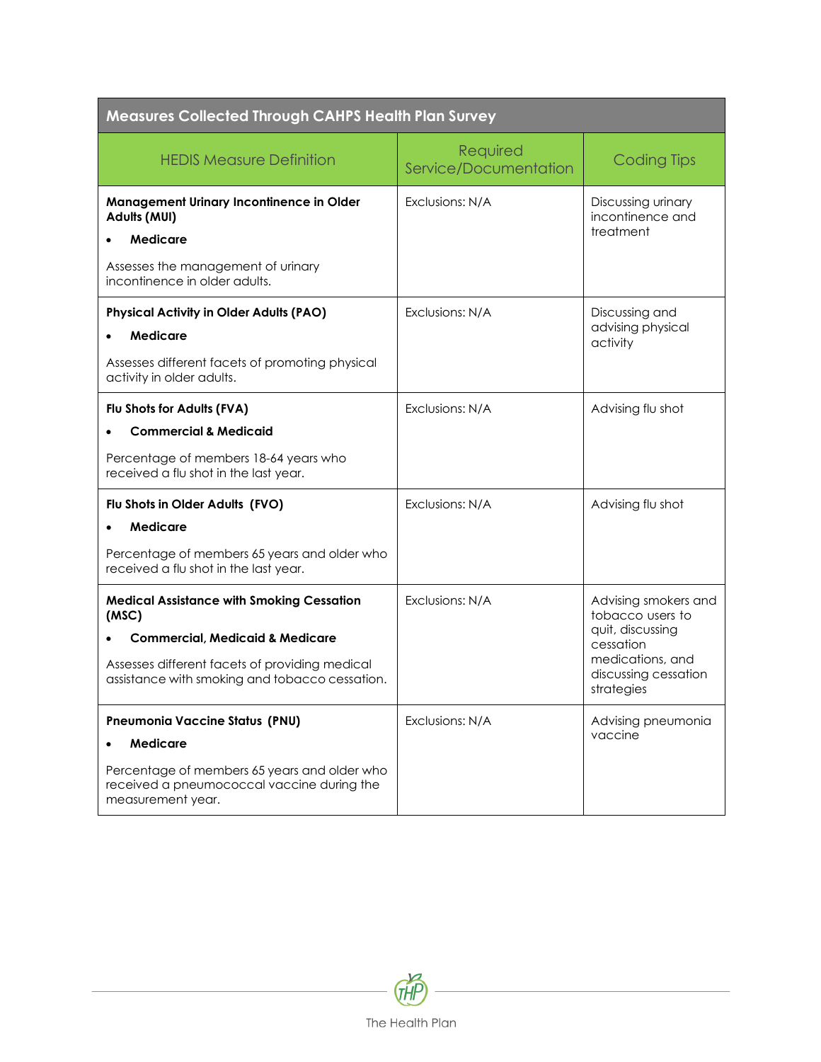| Measures Collected Through CAHPS Health Plan Survey | | |
|---|---|---|
| HEDIS Measure Definition | Required Service/Documentation | Coding Tips |
| **Management Urinary Incontinence in Older Adults (MUI)**<br>• **Medicare**<br>Assesses the management of urinary incontinence in older adults. | Exclusions: N/A | Discussing urinary incontinence and treatment |
| **Physical Activity in Older Adults (PAO)**<br>• **Medicare**<br>Assesses different facets of promoting physical activity in older adults. | Exclusions: N/A | Discussing and advising physical activity |
| **Flu Shots for Adults (FVA)**<br>• **Commercial & Medicaid**<br>Percentage of members 18-64 years who received a flu shot in the last year. | Exclusions: N/A | Advising flu shot |
| **Flu Shots in Older Adults (FVO)**<br>• **Medicare**<br>Percentage of members 65 years and older who received a flu shot in the last year. | Exclusions: N/A | Advising flu shot |
| **Medical Assistance with Smoking Cessation (MSC)**<br>• **Commercial, Medicaid & Medicare**<br>Assesses different facets of providing medical assistance with smoking and tobacco cessation. | Exclusions: N/A | Advising smokers and tobacco users to quit, discussing cessation medications, and discussing cessation strategies |
| **Pneumonia Vaccine Status (PNU)**<br>• **Medicare**<br>Percentage of members 65 years and older who received a pneumococcal vaccine during the measurement year. | Exclusions: N/A | Advising pneumonia vaccine |